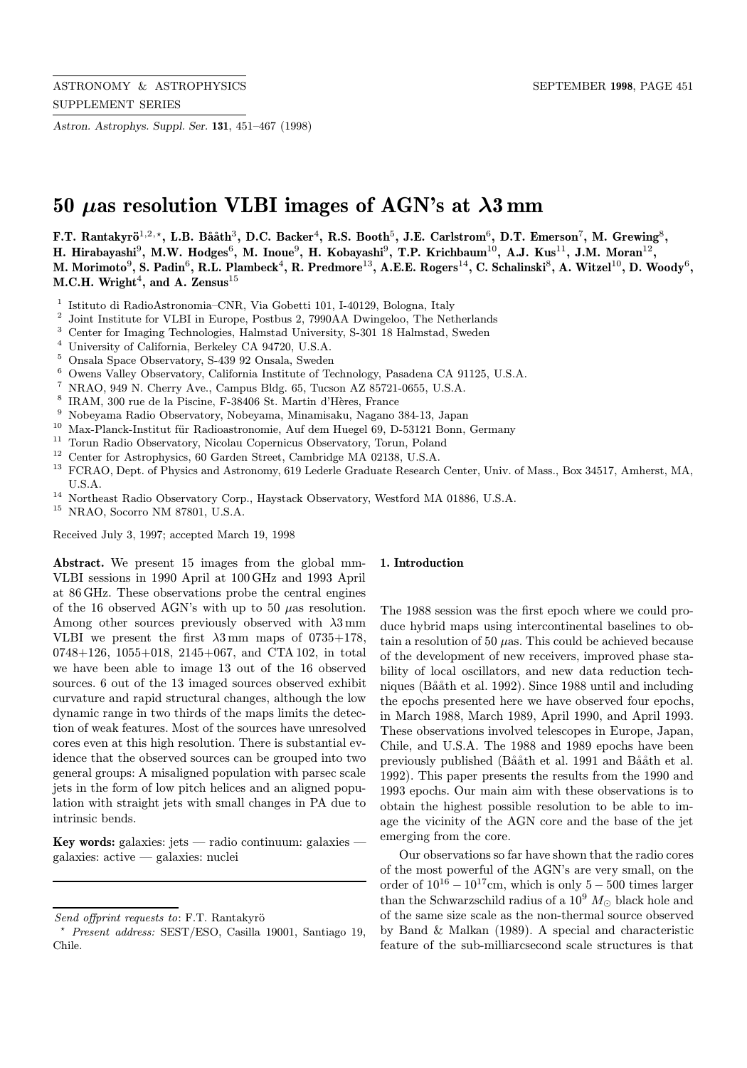# 50 $\mu$as resolution VLBI images of AGN's at $\lambda$3 mm

**F.T. Rantakyrö[1,2,⋆], L.B. Bååth[3], D.C. Backer[4], R.S. Booth[5], J.E. Carlstrom[6], D.T. Emerson[7], M. Grewing[8], H. Hirabayashi[9], M.W. Hodges[6], M. Inoue[9], H. Kobayashi[9], T.P. Krichbaum[10], A.J. Kus[11], J.M. Moran[12], M. Morimoto[9], S. Padin[6], R.L. Plambeck[4], R. Predmore[13], A.E.E. Rogers[14], C. Schalinski[8], A. Witzel[10], D. Woody[6], M.C.H. Wright[4], and A. Zensus[15]**

[1] Istituto di RadioAstronomia–CNR, Via Gobetti 101, I-40129, Bologna, Italy
[2] Joint Institute for VLBI in Europe, Postbus 2, 7990AA Dwingeloo, The Netherlands
[3] Center for Imaging Technologies, Halmstad University, S-301 18 Halmstad, Sweden
[4] University of California, Berkeley CA 94720, U.S.A.
[5] Onsala Space Observatory, S-439 92 Onsala, Sweden
[6] Owens Valley Observatory, California Institute of Technology, Pasadena CA 91125, U.S.A.
[7] NRAO, 949 N. Cherry Ave., Campus Bldg. 65, Tucson AZ 85721-0655, U.S.A.
[8] IRAM, 300 rue de la Piscine, F-38406 St. Martin d'Hères, France
[9] Nobeyama Radio Observatory, Nobeyama, Minamisaku, Nagano 384-13, Japan
[10] Max-Planck-Institut für Radioastronomie, Auf dem Huegel 69, D-53121 Bonn, Germany
[11] Torun Radio Observatory, Nicolau Copernicus Observatory, Torun, Poland
[12] Center for Astrophysics, 60 Garden Street, Cambridge MA 02138, U.S.A.
[13] FCRAO, Dept. of Physics and Astronomy, 619 Lederle Graduate Research Center, Univ. of Mass., Box 34517, Amherst, MA, U.S.A.
[14] Northeast Radio Observatory Corp., Haystack Observatory, Westford MA 01886, U.S.A.
[15] NRAO, Socorro NM 87801, U.S.A.

Received July 3, 1997; accepted March 19, 1998

**Abstract.** We present 15 images from the global mm-VLBI sessions in 1990 April at 100 GHz and 1993 April at 86 GHz. These observations probe the central engines of the 16 observed AGN's with up to 50 $\mu$as resolution. Among other sources previously observed with $\lambda$3 mm VLBI we present the first $\lambda$3 mm maps of 0735+178, 0748+126, 1055+018, 2145+067, and CTA 102, in total we have been able to image 13 out of the 16 observed sources. 6 out of the 13 imaged sources observed exhibit curvature and rapid structural changes, although the low dynamic range in two thirds of the maps limits the detection of weak features. Most of the sources have unresolved cores even at this high resolution. There is substantial evidence that the observed sources can be grouped into two general groups: A misaligned population with parsec scale jets in the form of low pitch helices and an aligned population with straight jets with small changes in PA due to intrinsic bends.

**Key words:** galaxies: jets — radio continuum: galaxies — galaxies: active — galaxies: nuclei

*Send offprint requests to*: F.T. Rantakyrö

⋆ *Present address:* SEST/ESO, Casilla 19001, Santiago 19, Chile.

## 1. Introduction

The 1988 session was the first epoch where we could produce hybrid maps using intercontinental baselines to obtain a resolution of 50 $\mu$as. This could be achieved because of the development of new receivers, improved phase stability of local oscillators, and new data reduction techniques (Bååth et al. 1992). Since 1988 until and including the epochs presented here we have observed four epochs, in March 1988, March 1989, April 1990, and April 1993. These observations involved telescopes in Europe, Japan, Chile, and U.S.A. The 1988 and 1989 epochs have been previously published (Bååth et al. 1991 and Bååth et al. 1992). This paper presents the results from the 1990 and 1993 epochs. Our main aim with these observations is to obtain the highest possible resolution to be able to image the vicinity of the AGN core and the base of the jet emerging from the core.

Our observations so far have shown that the radio cores of the most powerful of the AGN's are very small, on the order of $10^{16} - 10^{17}$cm, which is only $5 - 500$ times larger than the Schwarzschild radius of a $10^9$ $M_\odot$ black hole and of the same size scale as the non-thermal source observed by Band & Malkan (1989). A special and characteristic feature of the sub-milliarcsecond scale structures is that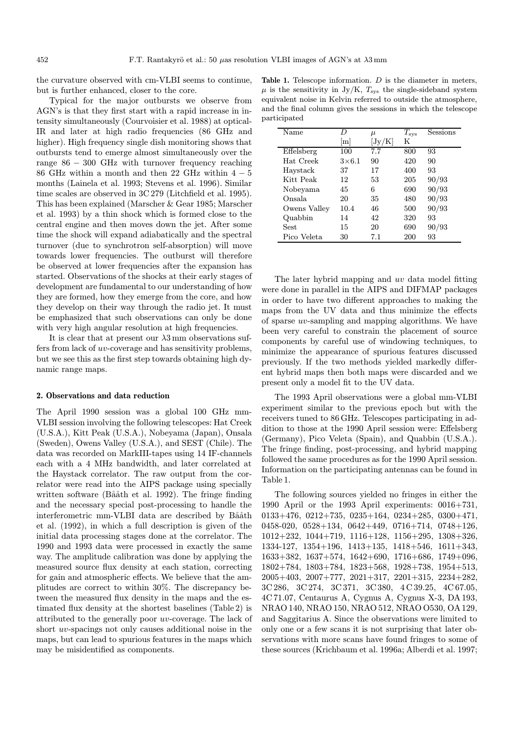the curvature observed with cm-VLBI seems to continue, but is further enhanced, closer to the core.

Typical for the major outbursts we observe from AGN's is that they first start with a rapid increase in intensity simultaneously (Courvoisier et al. 1988) at optical-IR and later at high radio frequencies (86 GHz and higher). High frequency single dish monitoring shows that outbursts tend to emerge almost simultaneously over the range $86 - 300$ GHz with turnover frequency reaching 86 GHz within a month and then 22 GHz within $4 - 5$ months (Lainela et al. 1993; Stevens et al. 1996). Similar time scales are observed in 3C 279 (Litchfield et al. 1995). This has been explained (Marscher & Gear 1985; Marscher et al. 1993) by a thin shock which is formed close to the central engine and then moves down the jet. After some time the shock will expand adiabatically and the spectral turnover (due to synchrotron self-absorption) will move towards lower frequencies. The outburst will therefore be observed at lower frequencies after the expansion has started. Observations of the shocks at their early stages of development are fundamental to our understanding of how they are formed, how they emerge from the core, and how they develop on their way through the radio jet. It must be emphasized that such observations can only be done with very high angular resolution at high frequencies.

It is clear that at present our $\lambda$3 mm observations suffers from lack of *uv*-coverage and has sensitivity problems, but we see this as the first step towards obtaining high dynamic range maps.

## 2. Observations and data reduction

The April 1990 session was a global 100 GHz mm-VLBI session involving the following telescopes: Hat Creek (U.S.A.), Kitt Peak (U.S.A.), Nobeyama (Japan), Onsala (Sweden), Owens Valley (U.S.A.), and SEST (Chile). The data was recorded on MarkIII-tapes using 14 IF-channels each with a 4 MHz bandwidth, and later correlated at the Haystack correlator. The raw output from the correlator were read into the AIPS package using specially written software (Bååth et al. 1992). The fringe finding and the necessary special post-processing to handle the interferometric mm-VLBI data are described by Bååth et al. (1992), in which a full description is given of the initial data processing stages done at the correlator. The 1990 and 1993 data were processed in exactly the same way. The amplitude calibration was done by applying the measured source flux density at each station, correcting for gain and atmospheric effects. We believe that the amplitudes are correct to within 30%. The discrepancy between the measured flux density in the maps and the estimated flux density at the shortest baselines (Table 2) is attributed to the generally poor *uv*-coverage. The lack of short *uv*-spacings not only causes additional noise in the maps, but can lead to spurious features in the maps which may be misidentified as components.

**Table 1.** Telescope information. $D$ is the diameter in meters, $\mu$ is the sensitivity in Jy/K, $T_{\rm sys}$ the single-sideband system equivalent noise in Kelvin referred to outside the atmosphere, and the final column gives the sessions in which the telescope participated

| Name | $D$ [m] | $\mu$ [Jy/K] | $T_{\rm sys}$ K | Sessions |
|---|---|---|---|---|
| Effelsberg | 100 | 7.7 | 800 | 93 |
| Hat Creek | 3×6.1 | 90 | 420 | 90 |
| Haystack | 37 | 17 | 400 | 93 |
| Kitt Peak | 12 | 53 | 205 | 90/93 |
| Nobeyama | 45 | 6 | 690 | 90/93 |
| Onsala | 20 | 35 | 480 | 90/93 |
| Owens Valley | 10.4 | 46 | 500 | 90/93 |
| Quabbin | 14 | 42 | 320 | 93 |
| Sest | 15 | 20 | 690 | 90/93 |
| Pico Veleta | 30 | 7.1 | 200 | 93 |

The later hybrid mapping and *uv* data model fitting were done in parallel in the AIPS and DIFMAP packages in order to have two different approaches to making the maps from the UV data and thus minimize the effects of sparse *uv*-sampling and mapping algorithms. We have been very careful to constrain the placement of source components by careful use of windowing techniques, to minimize the appearance of spurious features discussed previously. If the two methods yielded markedly different hybrid maps then both maps were discarded and we present only a model fit to the UV data.

The 1993 April observations were a global mm-VLBI experiment similar to the previous epoch but with the receivers tuned to 86 GHz. Telescopes participating in addition to those at the 1990 April session were: Effelsberg (Germany), Pico Veleta (Spain), and Quabbin (U.S.A.). The fringe finding, post-processing, and hybrid mapping followed the same procedures as for the 1990 April session. Information on the participating antennas can be found in Table 1.

The following sources yielded no fringes in either the 1990 April or the 1993 April experiments: 0016+731, 0133+476, 0212+735, 0235+164, 0234+285, 0300+471, 0458-020, 0528+134, 0642+449, 0716+714, 0748+126, 1012+232, 1044+719, 1116+128, 1156+295, 1308+326, 1334-127, 1354+196, 1413+135, 1418+546, 1611+343, 1633+382, 1637+574, 1642+690, 1716+686, 1749+096, 1802+784, 1803+784, 1823+568, 1928+738, 1954+513, 2005+403, 2007+777, 2021+317, 2201+315, 2234+282, 3C 286, 3C 274, 3C 371, 3C 380, 4 C 39.25, 4C 67.05, 4C 71.07, Centaurus A, Cygnus A, Cygnus X-3, DA 193, NRAO 140, NRAO 150, NRAO 512, NRAO O530, OA 129, and Saggitarius A. Since the observations were limited to only one or a few scans it is not surprising that later observations with more scans have found fringes to some of these sources (Krichbaum et al. 1996a; Alberdi et al. 1997;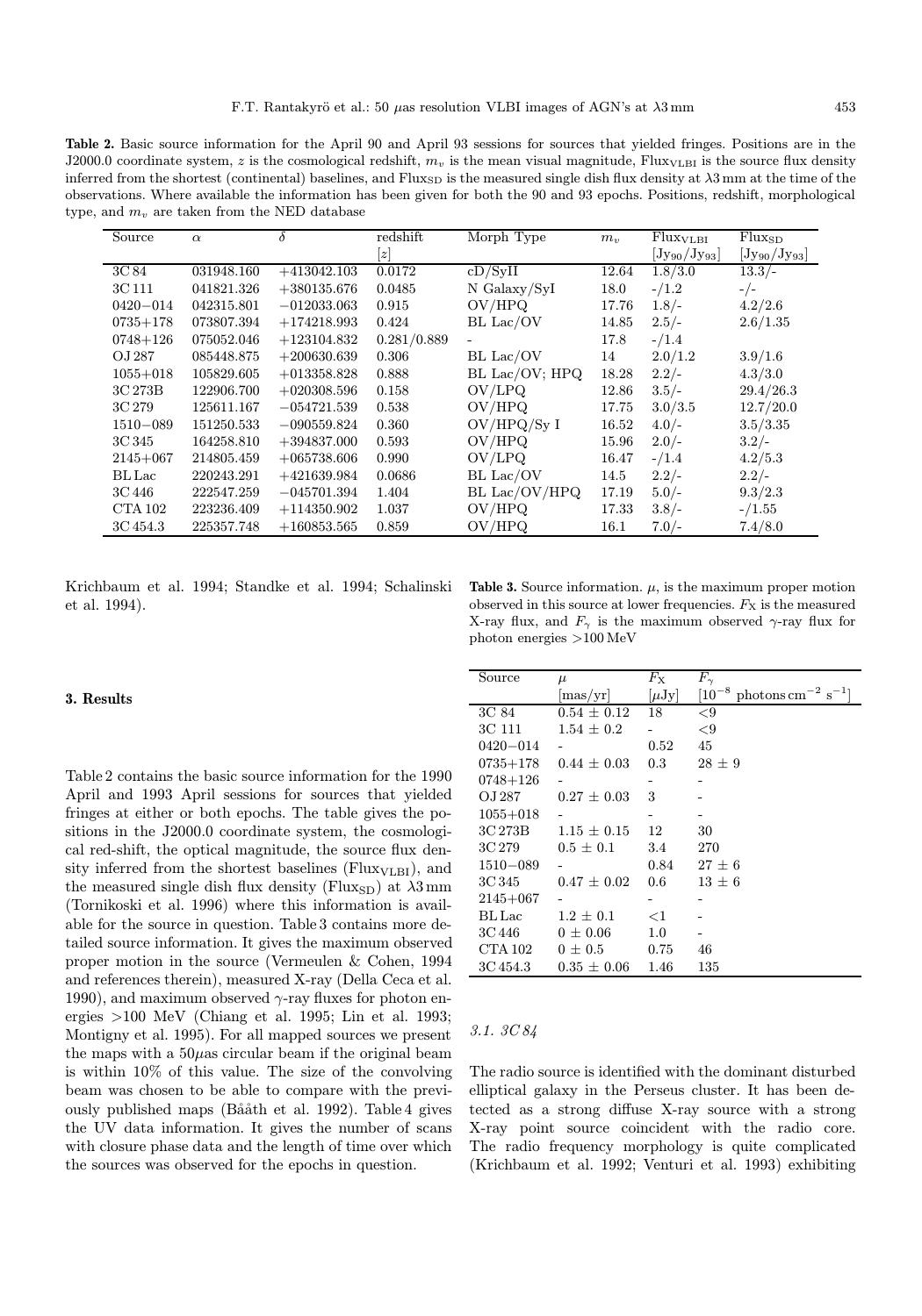**Table 2.** Basic source information for the April 90 and April 93 sessions for sources that yielded fringes. Positions are in the J2000.0 coordinate system, $z$ is the cosmological redshift, $m_v$ is the mean visual magnitude, $\mathrm{Flux_{VLBI}}$ is the source flux density inferred from the shortest (continental) baselines, and $\mathrm{Flux_{SD}}$ is the measured single dish flux density at $\lambda 3\,\mathrm{mm}$ at the time of the observations. Where available the information has been given for both the 90 and 93 epochs. Positions, redshift, morphological type, and $m_v$ are taken from the NED database

| Source | $\alpha$ | $\delta$ | redshift [$z$] | Morph Type | $m_v$ | $\mathrm{Flux_{VLBI}}$ [$\mathrm{Jy_{90}/Jy_{93}}$] | $\mathrm{Flux_{SD}}$ [$\mathrm{Jy_{90}/Jy_{93}}$] |
|---|---|---|---|---|---|---|---|
| 3C 84 | 031948.160 | +413042.103 | 0.0172 | cD/SyII | 12.64 | 1.8/3.0 | 13.3/- |
| 3C 111 | 041821.326 | +380135.676 | 0.0485 | N Galaxy/SyI | 18.0 | -/1.2 | -/- |
| 0420−014 | 042315.801 | −012033.063 | 0.915 | OV/HPQ | 17.76 | 1.8/- | 4.2/2.6 |
| 0735+178 | 073807.394 | +174218.993 | 0.424 | BL Lac/OV | 14.85 | 2.5/- | 2.6/1.35 |
| 0748+126 | 075052.046 | +123104.832 | 0.281/0.889 | - | 17.8 | -/1.4 | |
| OJ 287 | 085448.875 | +200630.639 | 0.306 | BL Lac/OV | 14 | 2.0/1.2 | 3.9/1.6 |
| 1055+018 | 105829.605 | +013358.828 | 0.888 | BL Lac/OV; HPQ | 18.28 | 2.2/- | 4.3/3.0 |
| 3C 273B | 122906.700 | +020308.596 | 0.158 | OV/LPQ | 12.86 | 3.5/- | 29.4/26.3 |
| 3C 279 | 125611.167 | −054721.539 | 0.538 | OV/HPQ | 17.75 | 3.0/3.5 | 12.7/20.0 |
| 1510−089 | 151250.533 | −090559.824 | 0.360 | OV/HPQ/Sy I | 16.52 | 4.0/- | 3.5/3.35 |
| 3C 345 | 164258.810 | +394837.000 | 0.593 | OV/HPQ | 15.96 | 2.0/- | 3.2/- |
| 2145+067 | 214805.459 | +065738.606 | 0.990 | OV/LPQ | 16.47 | -/1.4 | 4.2/5.3 |
| BL Lac | 220243.291 | +421639.984 | 0.0686 | BL Lac/OV | 14.5 | 2.2/- | 2.2/- |
| 3C 446 | 222547.259 | −045701.394 | 1.404 | BL Lac/OV/HPQ | 17.19 | 5.0/- | 9.3/2.3 |
| CTA 102 | 223236.409 | +114350.902 | 1.037 | OV/HPQ | 17.33 | 3.8/- | -/1.55 |
| 3C 454.3 | 225357.748 | +160853.565 | 0.859 | OV/HPQ | 16.1 | 7.0/- | 7.4/8.0 |

Krichbaum et al. 1994; Standke et al. 1994; Schalinski et al. 1994).

## 3. Results

Table 2 contains the basic source information for the 1990 April and 1993 April sessions for sources that yielded fringes at either or both epochs. The table gives the positions in the J2000.0 coordinate system, the cosmological red-shift, the optical magnitude, the source flux density inferred from the shortest baselines ($\mathrm{Flux_{VLBI}}$), and the measured single dish flux density ($\mathrm{Flux_{SD}}$) at $\lambda 3\,\mathrm{mm}$ (Tornikoski et al. 1996) where this information is available for the source in question. Table 3 contains more detailed source information. It gives the maximum observed proper motion in the source (Vermeulen & Cohen, 1994 and references therein), measured X-ray (Della Ceca et al. 1990), and maximum observed $\gamma$-ray fluxes for photon energies >100 MeV (Chiang et al. 1995; Lin et al. 1993; Montigny et al. 1995). For all mapped sources we present the maps with a $50\mu$as circular beam if the original beam is within 10% of this value. The size of the convolving beam was chosen to be able to compare with the previously published maps (Bååth et al. 1992). Table 4 gives the UV data information. It gives the number of scans with closure phase data and the length of time over which the sources was observed for the epochs in question.

**Table 3.** Source information. $\mu$, is the maximum proper motion observed in this source at lower frequencies. $F_{\mathrm{X}}$ is the measured X-ray flux, and $F_\gamma$ is the maximum observed $\gamma$-ray flux for photon energies >100 MeV

| Source | $\mu$ [mas/yr] | $F_{\mathrm{X}}$ [$\mu$Jy] | $F_\gamma$ [$10^{-8}$ photons cm$^{-2}$ s$^{-1}$] |
|---|---|---|---|
| 3C 84 | $0.54 \pm 0.12$ | 18 | <9 |
| 3C 111 | $1.54 \pm 0.2$ | - | <9 |
| 0420−014 | - | 0.52 | 45 |
| 0735+178 | $0.44 \pm 0.03$ | 0.3 | $28 \pm 9$ |
| 0748+126 | - | - | - |
| OJ 287 | $0.27 \pm 0.03$ | 3 | - |
| 1055+018 | - | - | - |
| 3C 273B | $1.15 \pm 0.15$ | 12 | 30 |
| 3C 279 | $0.5 \pm 0.1$ | 3.4 | 270 |
| 1510−089 | - | 0.84 | $27 \pm 6$ |
| 3C 345 | $0.47 \pm 0.02$ | 0.6 | $13 \pm 6$ |
| 2145+067 | - | - | - |
| BL Lac | $1.2 \pm 0.1$ | <1 | - |
| 3C 446 | $0 \pm 0.06$ | 1.0 | - |
| CTA 102 | $0 \pm 0.5$ | 0.75 | 46 |
| 3C 454.3 | $0.35 \pm 0.06$ | 1.46 | 135 |

### 3.1. 3C 84

The radio source is identified with the dominant disturbed elliptical galaxy in the Perseus cluster. It has been detected as a strong diffuse X-ray source with a strong X-ray point source coincident with the radio core. The radio frequency morphology is quite complicated (Krichbaum et al. 1992; Venturi et al. 1993) exhibiting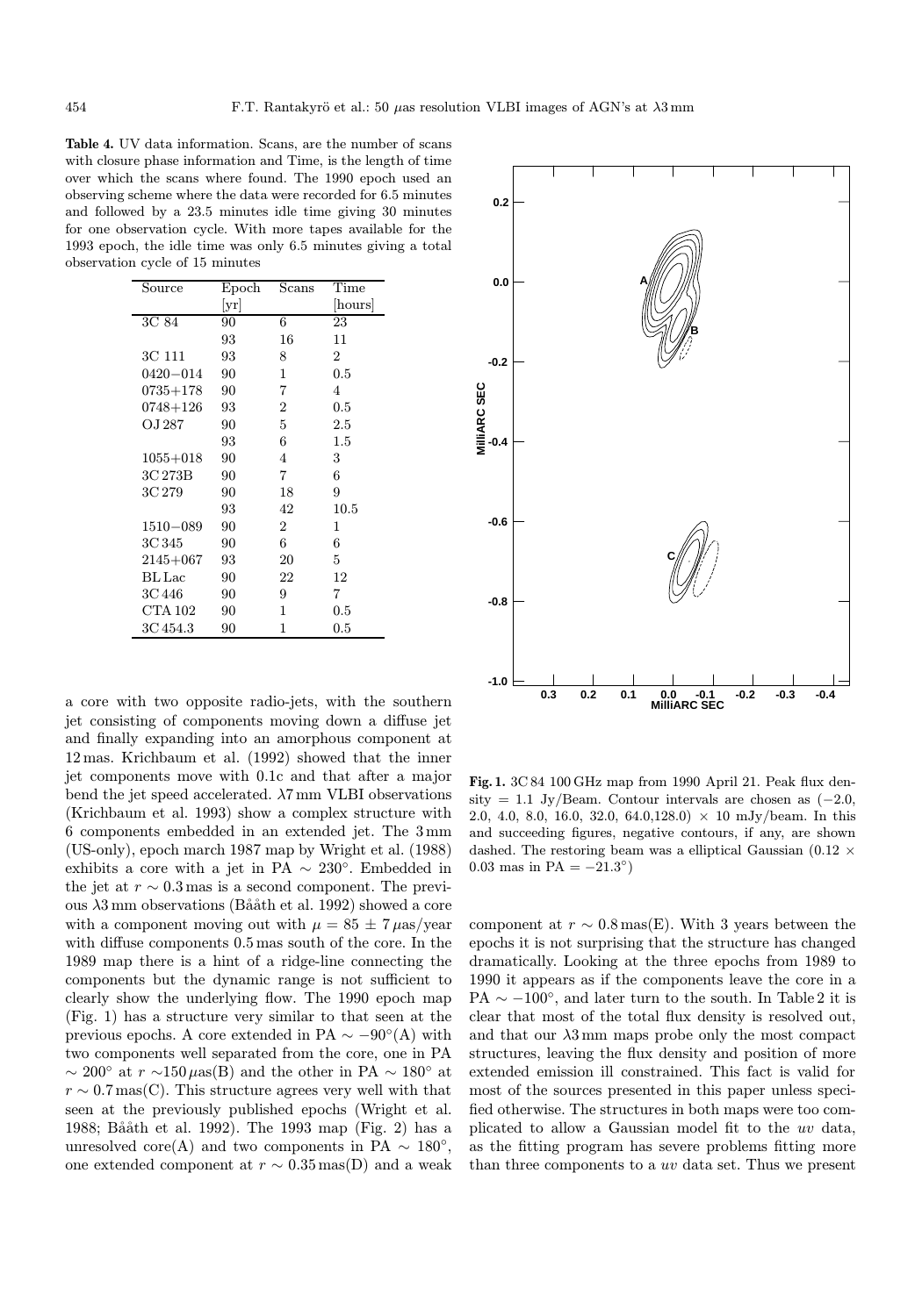**Table 4.** UV data information. Scans, are the number of scans with closure phase information and Time, is the length of time over which the scans where found. The 1990 epoch used an observing scheme where the data were recorded for 6.5 minutes and followed by a 23.5 minutes idle time giving 30 minutes for one observation cycle. With more tapes available for the 1993 epoch, the idle time was only 6.5 minutes giving a total observation cycle of 15 minutes

| Source | Epoch [yr] | Scans | Time [hours] |
|---|---|---|---|
| 3C 84 | 90 | 6 | 23 |
| | 93 | 16 | 11 |
| 3C 111 | 93 | 8 | 2 |
| 0420−014 | 90 | 1 | 0.5 |
| 0735+178 | 90 | 7 | 4 |
| 0748+126 | 93 | 2 | 0.5 |
| OJ 287 | 90 | 5 | 2.5 |
| | 93 | 6 | 1.5 |
| 1055+018 | 90 | 4 | 3 |
| 3C 273B | 90 | 7 | 6 |
| 3C 279 | 90 | 18 | 9 |
| | 93 | 42 | 10.5 |
| 1510−089 | 90 | 2 | 1 |
| 3C 345 | 90 | 6 | 6 |
| 2145+067 | 93 | 20 | 5 |
| BL Lac | 90 | 22 | 12 |
| 3C 446 | 90 | 9 | 7 |
| CTA 102 | 90 | 1 | 0.5 |
| 3C 454.3 | 90 | 1 | 0.5 |

a core with two opposite radio-jets, with the southern jet consisting of components moving down a diffuse jet and finally expanding into an amorphous component at 12 mas. Krichbaum et al. (1992) showed that the inner jet components move with 0.1c and that after a major bend the jet speed accelerated. $\lambda$7 mm VLBI observations (Krichbaum et al. 1993) show a complex structure with 6 components embedded in an extended jet. The 3 mm (US-only), epoch march 1987 map by Wright et al. (1988) exhibits a core with a jet in PA $\sim 230^{\circ}$. Embedded in the jet at $r \sim 0.3$ mas is a second component. The previous $\lambda$3 mm observations (Bååth et al. 1992) showed a core with a component moving out with $\mu = 85 \pm 7\,\mu$as/year with diffuse components 0.5 mas south of the core. In the 1989 map there is a hint of a ridge-line connecting the components but the dynamic range is not sufficient to clearly show the underlying flow. The 1990 epoch map (Fig. 1) has a structure very similar to that seen at the previous epochs. A core extended in PA $\sim -90^{\circ}$(A) with two components well separated from the core, one in PA $\sim 200^{\circ}$ at $r \sim 150\,\mu$as(B) and the other in PA $\sim 180^{\circ}$ at $r \sim 0.7$ mas(C). This structure agrees very well with that seen at the previously published epochs (Wright et al. 1988; Bååth et al. 1992). The 1993 map (Fig. 2) has a unresolved core(A) and two components in PA $\sim 180^{\circ}$, one extended component at $r \sim 0.35$ mas(D) and a weak component at $r \sim 0.8$ mas(E). With 3 years between the epochs it is not surprising that the structure has changed dramatically. Looking at the three epochs from 1989 to 1990 it appears as if the components leave the core in a PA $\sim -100^{\circ}$, and later turn to the south. In Table 2 it is clear that most of the total flux density is resolved out, and that our $\lambda$3 mm maps probe only the most compact structures, leaving the flux density and position of more extended emission ill constrained. This fact is valid for most of the sources presented in this paper unless specified otherwise. The structures in both maps were too complicated to allow a Gaussian model fit to the *uv* data, as the fitting program has severe problems fitting more than three components to a *uv* data set. Thus we present

**Fig. 1.** 3C 84 100 GHz map from 1990 April 21. Peak flux density = 1.1 Jy/Beam. Contour intervals are chosen as (−2.0, 2.0, 4.0, 8.0, 16.0, 32.0, 64.0,128.0) × 10 mJy/beam. In this and succeeding figures, negative contours, if any, are shown dashed. The restoring beam was a elliptical Gaussian (0.12 × 0.03 mas in PA = −21.3°)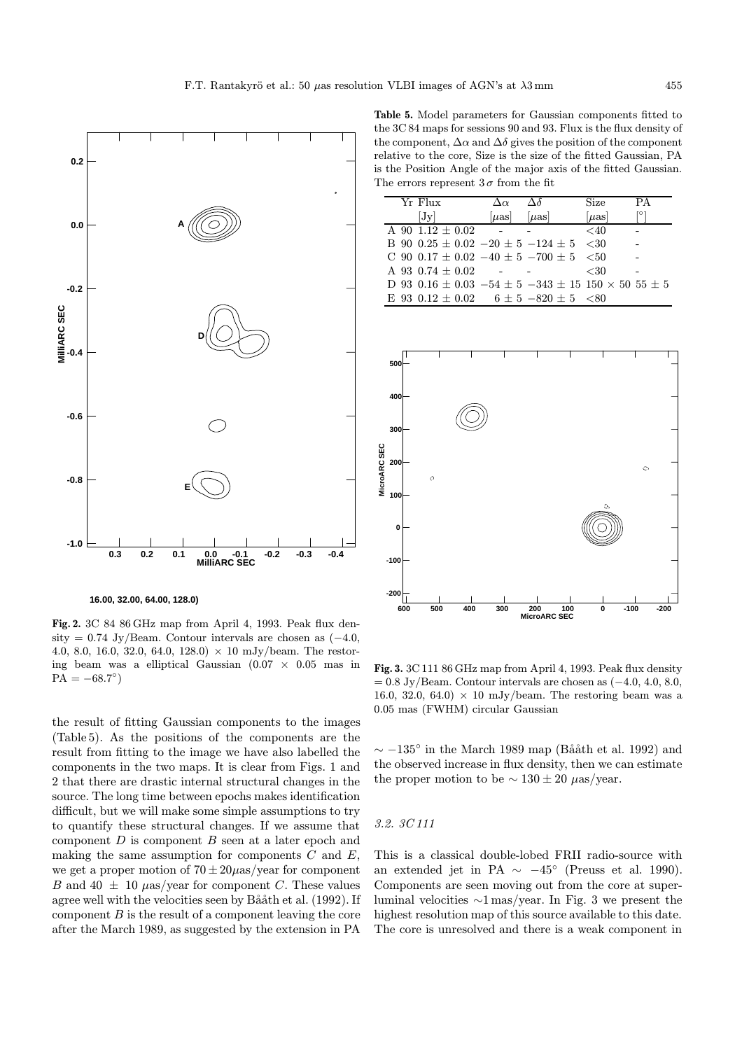16.00, 32.00, 64.00, 128.0)

**Fig. 2.** 3C 84 86 GHz map from April 4, 1993. Peak flux density = 0.74 Jy/Beam. Contour intervals are chosen as (−4.0, 4.0, 8.0, 16.0, 32.0, 64.0, 128.0) × 10 mJy/beam. The restoring beam was a elliptical Gaussian (0.07 × 0.05 mas in PA = −68.7°)

the result of fitting Gaussian components to the images (Table 5). As the positions of the components are the result from fitting to the image we have also labelled the components in the two maps. It is clear from Figs. 1 and 2 that there are drastic internal structural changes in the source. The long time between epochs makes identification difficult, but we will make some simple assumptions to try to quantify these structural changes. If we assume that component $D$ is component $B$ seen at a later epoch and making the same assumption for components $C$ and $E$, we get a proper motion of $70 \pm 20\mu$as/year for component $B$ and $40 \pm 10$ $\mu$as/year for component $C$. These values agree well with the velocities seen by Bååth et al. (1992). If component $B$ is the result of a component leaving the core after the March 1989, as suggested by the extension in PA $\sim -135°$ in the March 1989 map (Bååth et al. 1992) and the observed increase in flux density, then we can estimate the proper motion to be $\sim 130 \pm 20$ $\mu$as/year.

**Table 5.** Model parameters for Gaussian components fitted to the 3C 84 maps for sessions 90 and 93. Flux is the flux density of the component, $\Delta\alpha$ and $\Delta\delta$ gives the position of the component relative to the core, Size is the size of the fitted Gaussian, PA is the Position Angle of the major axis of the fitted Gaussian. The errors represent $3\,\sigma$ from the fit

| | Yr | Flux [Jy] | $\Delta\alpha$ [$\mu$as] | $\Delta\delta$ [$\mu$as] | Size [$\mu$as] | PA [°] |
|---|---|---|---|---|---|---|
| A | 90 | 1.12 ± 0.02 | - | - | <40 | - |
| B | 90 | 0.25 ± 0.02 | −20 ± 5 | −124 ± 5 | <30 | - |
| C | 90 | 0.17 ± 0.02 | −40 ± 5 | −700 ± 5 | <50 | - |
| A | 93 | 0.74 ± 0.02 | - | - | <30 | - |
| D | 93 | 0.16 ± 0.03 | −54 ± 5 | −343 ± 15 | 150 × 50 | 55 ± 5 |
| E | 93 | 0.12 ± 0.02 | 6 ± 5 | −820 ± 5 | <80 | |

**Fig. 3.** 3C 111 86 GHz map from April 4, 1993. Peak flux density = 0.8 Jy/Beam. Contour intervals are chosen as (−4.0, 4.0, 8.0, 16.0, 32.0, 64.0) × 10 mJy/beam. The restoring beam was a 0.05 mas (FWHM) circular Gaussian

### 3.2. 3C 111

This is a classical double-lobed FRII radio-source with an extended jet in PA $\sim -45°$ (Preuss et al. 1990). Components are seen moving out from the core at superluminal velocities ∼1 mas/year. In Fig. 3 we present the highest resolution map of this source available to this date. The core is unresolved and there is a weak component in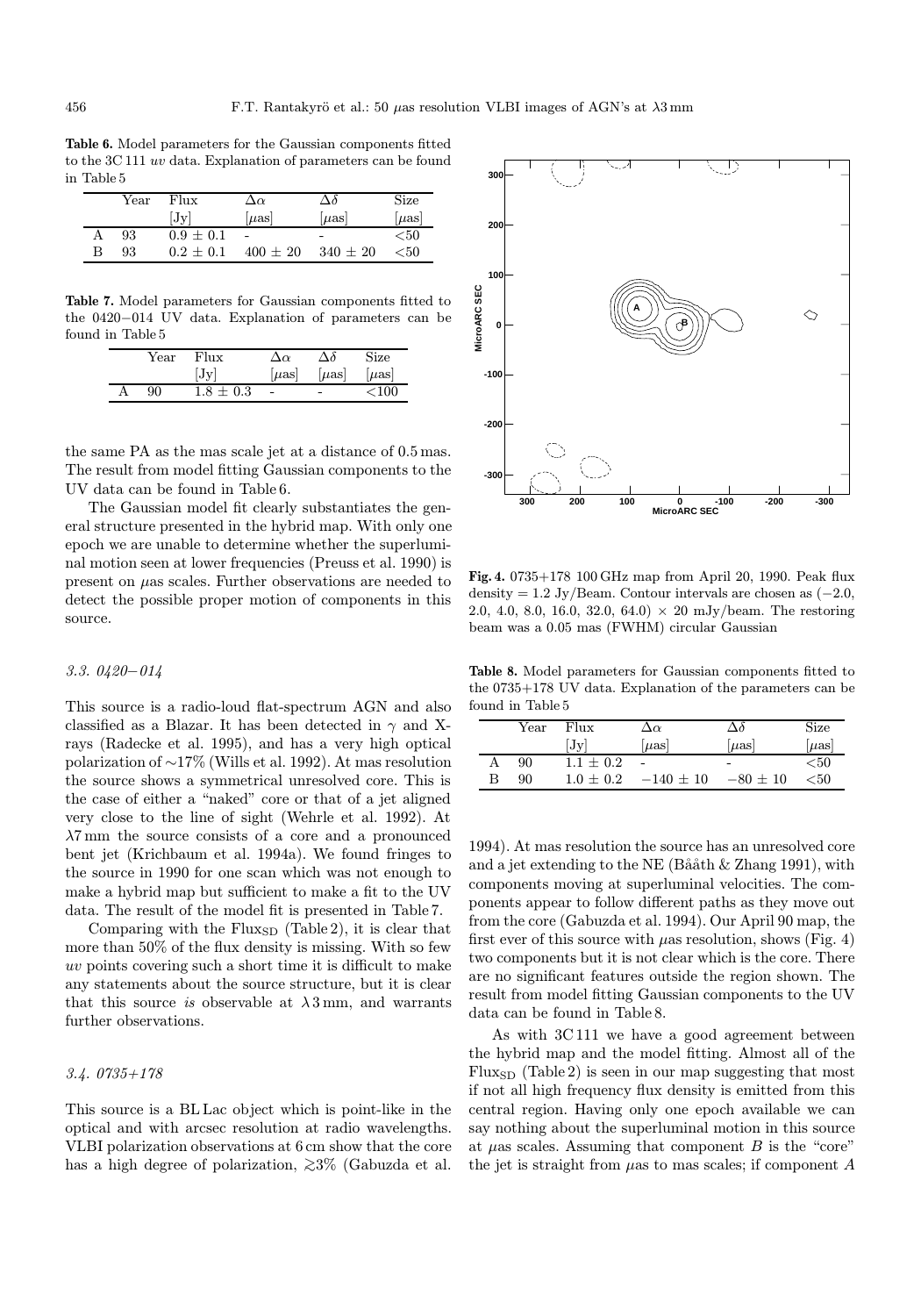**Table 6.** Model parameters for the Gaussian components fitted to the 3C 111 *uv* data. Explanation of parameters can be found in Table 5

| | Year | Flux [Jy] | $\Delta\alpha$ [$\mu$as] | $\Delta\delta$ [$\mu$as] | Size [$\mu$as] |
|---|---|---|---|---|---|
| A | 93 | $0.9 \pm 0.1$ | - | - | $<50$ |
| B | 93 | $0.2 \pm 0.1$ | $400 \pm 20$ | $340 \pm 20$ | $<50$ |

**Table 7.** Model parameters for Gaussian components fitted to the 0420−014 UV data. Explanation of parameters can be found in Table 5

| | Year | Flux [Jy] | $\Delta\alpha$ [$\mu$as] | $\Delta\delta$ [$\mu$as] | Size [$\mu$as] |
|---|---|---|---|---|---|
| A | 90 | $1.8 \pm 0.3$ | - | - | $<100$ |

the same PA as the mas scale jet at a distance of 0.5 mas. The result from model fitting Gaussian components to the UV data can be found in Table 6.

The Gaussian model fit clearly substantiates the general structure presented in the hybrid map. With only one epoch we are unable to determine whether the superluminal motion seen at lower frequencies (Preuss et al. 1990) is present on $\mu$as scales. Further observations are needed to detect the possible proper motion of components in this source.

### 3.3. 0420−014

This source is a radio-loud flat-spectrum AGN and also classified as a Blazar. It has been detected in $\gamma$ and X-rays (Radecke et al. 1995), and has a very high optical polarization of $\sim$17% (Wills et al. 1992). At mas resolution the source shows a symmetrical unresolved core. This is the case of either a "naked" core or that of a jet aligned very close to the line of sight (Wehrle et al. 1992). At $\lambda$7 mm the source consists of a core and a pronounced bent jet (Krichbaum et al. 1994a). We found fringes to the source in 1990 for one scan which was not enough to make a hybrid map but sufficient to make a fit to the UV data. The result of the model fit is presented in Table 7.

Comparing with the $\mathrm{Flux_{SD}}$ (Table 2), it is clear that more than 50% of the flux density is missing. With so few *uv* points covering such a short time it is difficult to make any statements about the source structure, but it is clear that this source *is* observable at $\lambda$3 mm, and warrants further observations.

### 3.4. 0735+178

This source is a BL Lac object which is point-like in the optical and with arcsec resolution at radio wavelengths. VLBI polarization observations at 6 cm show that the core has a high degree of polarization, $\gtrsim$3% (Gabuzda et al. 1994). At mas resolution the source has an unresolved core and a jet extending to the NE (Bååth & Zhang 1991), with components moving at superluminal velocities. The components appear to follow different paths as they move out from the core (Gabuzda et al. 1994). Our April 90 map, the first ever of this source with $\mu$as resolution, shows (Fig. 4) two components but it is not clear which is the core. There are no significant features outside the region shown. The result from model fitting Gaussian components to the UV data can be found in Table 8.

**Fig. 4.** 0735+178 100 GHz map from April 20, 1990. Peak flux density = 1.2 Jy/Beam. Contour intervals are chosen as (−2.0, 2.0, 4.0, 8.0, 16.0, 32.0, 64.0) × 20 mJy/beam. The restoring beam was a 0.05 mas (FWHM) circular Gaussian

**Table 8.** Model parameters for Gaussian components fitted to the 0735+178 UV data. Explanation of the parameters can be found in Table 5

| | Year | Flux [Jy] | $\Delta\alpha$ [$\mu$as] | $\Delta\delta$ [$\mu$as] | Size [$\mu$as] |
|---|---|---|---|---|---|
| A | 90 | $1.1 \pm 0.2$ | - | - | $<50$ |
| B | 90 | $1.0 \pm 0.2$ | $-140 \pm 10$ | $-80 \pm 10$ | $<50$ |

As with 3C 111 we have a good agreement between the hybrid map and the model fitting. Almost all of the $\mathrm{Flux_{SD}}$ (Table 2) is seen in our map suggesting that most if not all high frequency flux density is emitted from this central region. Having only one epoch available we can say nothing about the superluminal motion in this source at $\mu$as scales. Assuming that component $B$ is the "core" the jet is straight from $\mu$as to mas scales; if component $A$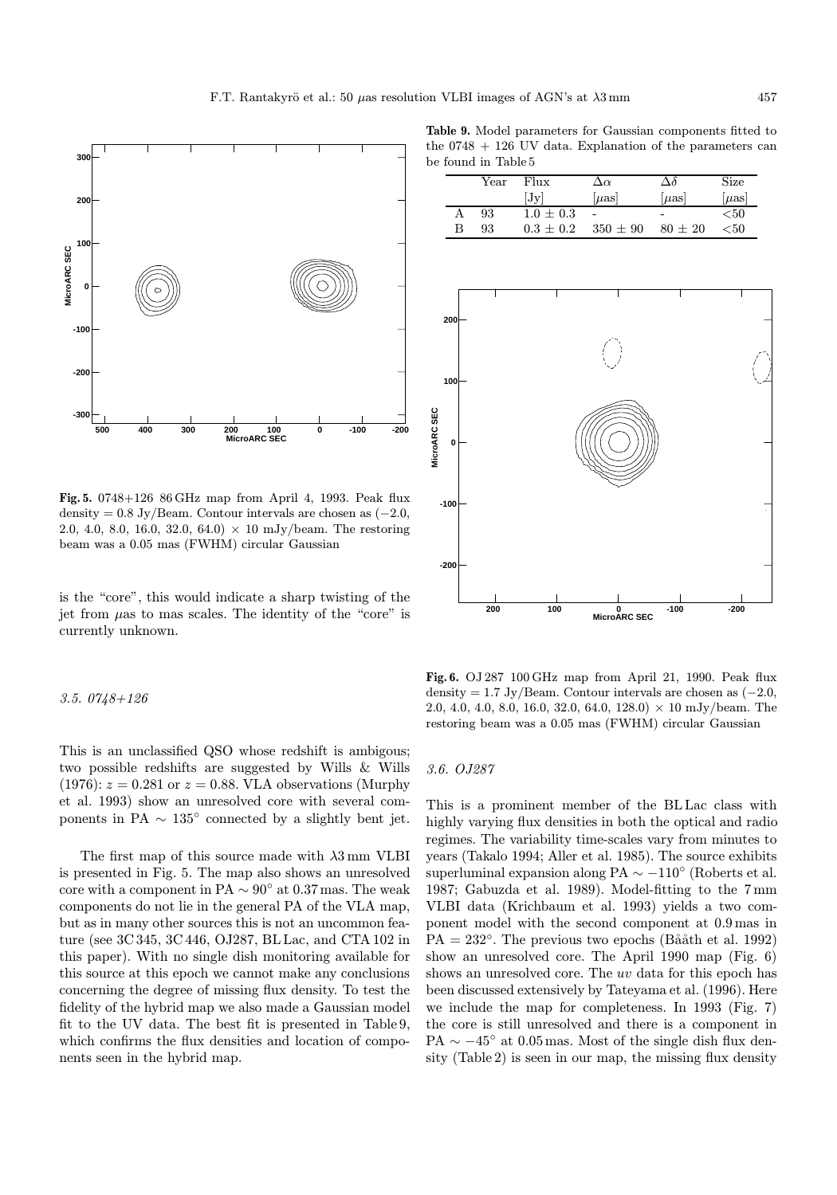**Fig. 5.** 0748+126 86 GHz map from April 4, 1993. Peak flux density = 0.8 Jy/Beam. Contour intervals are chosen as (−2.0, 2.0, 4.0, 8.0, 16.0, 32.0, 64.0) × 10 mJy/beam. The restoring beam was a 0.05 mas (FWHM) circular Gaussian

is the "core", this would indicate a sharp twisting of the jet from $\mu$as to mas scales. The identity of the "core" is currently unknown.

### 3.5. 0748+126

This is an unclassified QSO whose redshift is ambigous; two possible redshifts are suggested by Wills & Wills (1976): $z = 0.281$ or $z = 0.88$. VLA observations (Murphy et al. 1993) show an unresolved core with several components in PA $\sim 135^\circ$ connected by a slightly bent jet.

The first map of this source made with $\lambda$3 mm VLBI is presented in Fig. 5. The map also shows an unresolved core with a component in PA $\sim 90^\circ$ at 0.37 mas. The weak components do not lie in the general PA of the VLA map, but as in many other sources this is not an uncommon feature (see 3C 345, 3C 446, OJ287, BL Lac, and CTA 102 in this paper). With no single dish monitoring available for this source at this epoch we cannot make any conclusions concerning the degree of missing flux density. To test the fidelity of the hybrid map we also made a Gaussian model fit to the UV data. The best fit is presented in Table 9, which confirms the flux densities and location of components seen in the hybrid map.

**Table 9.** Model parameters for Gaussian components fitted to the 0748 + 126 UV data. Explanation of the parameters can be found in Table 5

| | Year | Flux [Jy] | $\Delta\alpha$ [$\mu$as] | $\Delta\delta$ [$\mu$as] | Size [$\mu$as] |
|---|---|---|---|---|---|
| A | 93 | $1.0 \pm 0.3$ | - | - | <50 |
| B | 93 | $0.3 \pm 0.2$ | $350 \pm 90$ | $80 \pm 20$ | <50 |

**Fig. 6.** OJ 287 100 GHz map from April 21, 1990. Peak flux density = 1.7 Jy/Beam. Contour intervals are chosen as (−2.0, 2.0, 4.0, 4.0, 8.0, 16.0, 32.0, 64.0, 128.0) × 10 mJy/beam. The restoring beam was a 0.05 mas (FWHM) circular Gaussian

### 3.6. OJ287

This is a prominent member of the BL Lac class with highly varying flux densities in both the optical and radio regimes. The variability time-scales vary from minutes to years (Takalo 1994; Aller et al. 1985). The source exhibits superluminal expansion along PA $\sim -110^\circ$ (Roberts et al. 1987; Gabuzda et al. 1989). Model-fitting to the 7 mm VLBI data (Krichbaum et al. 1993) yields a two component model with the second component at 0.9 mas in PA $= 232^\circ$. The previous two epochs (Bååth et al. 1992) show an unresolved core. The April 1990 map (Fig. 6) shows an unresolved core. The *uv* data for this epoch has been discussed extensively by Tateyama et al. (1996). Here we include the map for completeness. In 1993 (Fig. 7) the core is still unresolved and there is a component in PA $\sim -45^\circ$ at 0.05 mas. Most of the single dish flux density (Table 2) is seen in our map, the missing flux density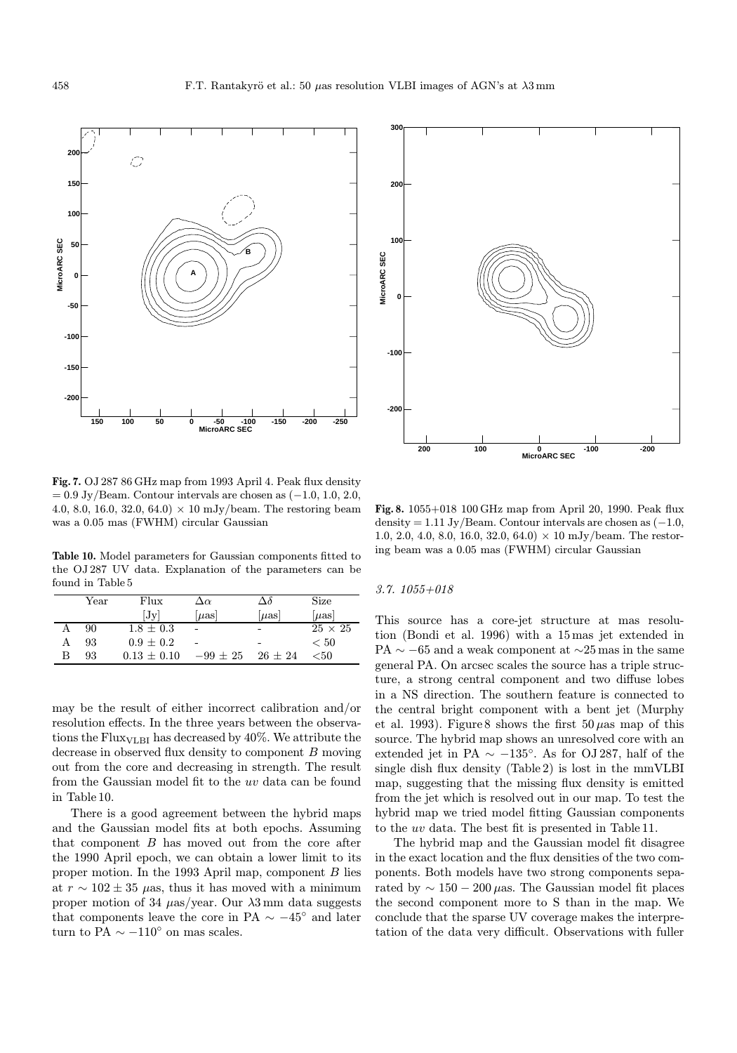**Fig. 7.** OJ 287 86 GHz map from 1993 April 4. Peak flux density = 0.9 Jy/Beam. Contour intervals are chosen as (−1.0, 1.0, 2.0, 4.0, 8.0, 16.0, 32.0, 64.0) × 10 mJy/beam. The restoring beam was a 0.05 mas (FWHM) circular Gaussian

**Table 10.** Model parameters for Gaussian components fitted to the OJ 287 UV data. Explanation of the parameters can be found in Table 5

| | Year | Flux [Jy] | $\Delta\alpha$ [$\mu$as] | $\Delta\delta$ [$\mu$as] | Size [$\mu$as] |
|---|---|---|---|---|---|
| A | 90 | $1.8 \pm 0.3$ | - | - | $25 \times 25$ |
| A | 93 | $0.9 \pm 0.2$ | - | - | $< 50$ |
| B | 93 | $0.13 \pm 0.10$ | $-99 \pm 25$ | $26 \pm 24$ | $<50$ |

may be the result of either incorrect calibration and/or resolution effects. In the three years between the observations the $\mathrm{Flux_{VLBI}}$ has decreased by 40%. We attribute the decrease in observed flux density to component *B* moving out from the core and decreasing in strength. The result from the Gaussian model fit to the *uv* data can be found in Table 10.

There is a good agreement between the hybrid maps and the Gaussian model fits at both epochs. Assuming that component *B* has moved out from the core after the 1990 April epoch, we can obtain a lower limit to its proper motion. In the 1993 April map, component *B* lies at $r \sim 102 \pm 35$ $\mu$as, thus it has moved with a minimum proper motion of 34 $\mu$as/year. Our $\lambda$3 mm data suggests that components leave the core in PA $\sim -45^\circ$ and later turn to PA $\sim -110^\circ$ on mas scales.

**Fig. 8.** 1055+018 100 GHz map from April 20, 1990. Peak flux density = 1.11 Jy/Beam. Contour intervals are chosen as (−1.0, 1.0, 2.0, 4.0, 8.0, 16.0, 32.0, 64.0) × 10 mJy/beam. The restoring beam was a 0.05 mas (FWHM) circular Gaussian

### *3.7. 1055+018*

This source has a core-jet structure at mas resolution (Bondi et al. 1996) with a 15 mas jet extended in PA $\sim -65$ and a weak component at $\sim$25 mas in the same general PA. On arcsec scales the source has a triple structure, a strong central component and two diffuse lobes in a NS direction. The southern feature is connected to the central bright component with a bent jet (Murphy et al. 1993). Figure 8 shows the first 50 $\mu$as map of this source. The hybrid map shows an unresolved core with an extended jet in PA $\sim -135^\circ$. As for OJ 287, half of the single dish flux density (Table 2) is lost in the mmVLBI map, suggesting that the missing flux density is emitted from the jet which is resolved out in our map. To test the hybrid map we tried model fitting Gaussian components to the *uv* data. The best fit is presented in Table 11.

The hybrid map and the Gaussian model fit disagree in the exact location and the flux densities of the two components. Both models have two strong components separated by $\sim 150 - 200$ $\mu$as. The Gaussian model fit places the second component more to S than in the map. We conclude that the sparse UV coverage makes the interpretation of the data very difficult. Observations with fuller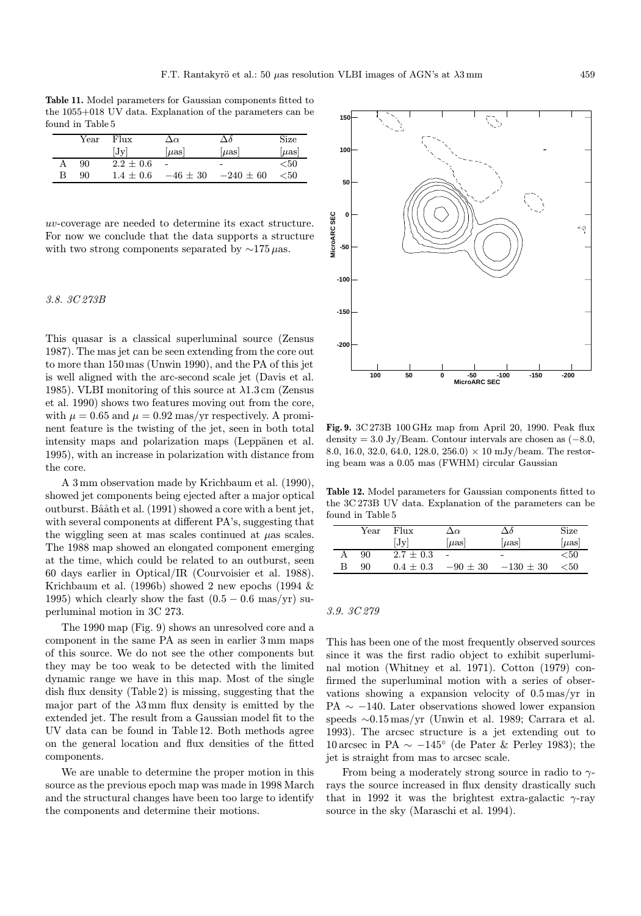**Table 11.** Model parameters for Gaussian components fitted to the 1055+018 UV data. Explanation of the parameters can be found in Table 5

| | Year | Flux [Jy] | $\Delta\alpha$ [$\mu$as] | $\Delta\delta$ [$\mu$as] | Size [$\mu$as] |
|---|---|---|---|---|---|
| A | 90 | $2.2 \pm 0.6$ | - | - | <50 |
| B | 90 | $1.4 \pm 0.6$ | $-46 \pm 30$ | $-240 \pm 60$ | <50 |

*uv*-coverage are needed to determine its exact structure. For now we conclude that the data supports a structure with two strong components separated by $\sim$175 $\mu$as.

### *3.8. 3C 273B*

This quasar is a classical superluminal source (Zensus 1987). The mas jet can be seen extending from the core out to more than 150 mas (Unwin 1990), and the PA of this jet is well aligned with the arc-second scale jet (Davis et al. 1985). VLBI monitoring of this source at $\lambda$1.3 cm (Zensus et al. 1990) shows two features moving out from the core, with $\mu = 0.65$ and $\mu = 0.92$ mas/yr respectively. A prominent feature is the twisting of the jet, seen in both total intensity maps and polarization maps (Leppänen et al. 1995), with an increase in polarization with distance from the core.

A 3 mm observation made by Krichbaum et al. (1990), showed jet components being ejected after a major optical outburst. Bååth et al. (1991) showed a core with a bent jet, with several components at different PA's, suggesting that the wiggling seen at mas scales continued at $\mu$as scales. The 1988 map showed an elongated component emerging at the time, which could be related to an outburst, seen 60 days earlier in Optical/IR (Courvoisier et al. 1988). Krichbaum et al. (1996b) showed 2 new epochs (1994 & 1995) which clearly show the fast ($0.5 - 0.6$ mas/yr) superluminal motion in 3C 273.

The 1990 map (Fig. 9) shows an unresolved core and a component in the same PA as seen in earlier 3 mm maps of this source. We do not see the other components but they may be too weak to be detected with the limited dynamic range we have in this map. Most of the single dish flux density (Table 2) is missing, suggesting that the major part of the $\lambda$3 mm flux density is emitted by the extended jet. The result from a Gaussian model fit to the UV data can be found in Table 12. Both methods agree on the general location and flux densities of the fitted components.

We are unable to determine the proper motion in this source as the previous epoch map was made in 1998 March and the structural changes have been too large to identify the components and determine their motions.

**Fig. 9.** 3C 273B 100 GHz map from April 20, 1990. Peak flux density = 3.0 Jy/Beam. Contour intervals are chosen as (−8.0, 8.0, 16.0, 32.0, 64.0, 128.0, 256.0) × 10 mJy/beam. The restoring beam was a 0.05 mas (FWHM) circular Gaussian

**Table 12.** Model parameters for Gaussian components fitted to the 3C 273B UV data. Explanation of the parameters can be found in Table 5

| | Year | Flux [Jy] | $\Delta\alpha$ [$\mu$as] | $\Delta\delta$ [$\mu$as] | Size [$\mu$as] |
|---|---|---|---|---|---|
| A | 90 | $2.7 \pm 0.3$ | - | - | <50 |
| B | 90 | $0.4 \pm 0.3$ | $-90 \pm 30$ | $-130 \pm 30$ | <50 |

### *3.9. 3C 279*

This has been one of the most frequently observed sources since it was the first radio object to exhibit superluminal motion (Whitney et al. 1971). Cotton (1979) confirmed the superluminal motion with a series of observations showing a expansion velocity of 0.5 mas/yr in PA $\sim -140$. Later observations showed lower expansion speeds $\sim$0.15 mas/yr (Unwin et al. 1989; Carrara et al. 1993). The arcsec structure is a jet extending out to 10 arcsec in PA $\sim -145°$ (de Pater & Perley 1983); the jet is straight from mas to arcsec scale.

From being a moderately strong source in radio to $\gamma$-rays the source increased in flux density drastically such that in 1992 it was the brightest extra-galactic $\gamma$-ray source in the sky (Maraschi et al. 1994).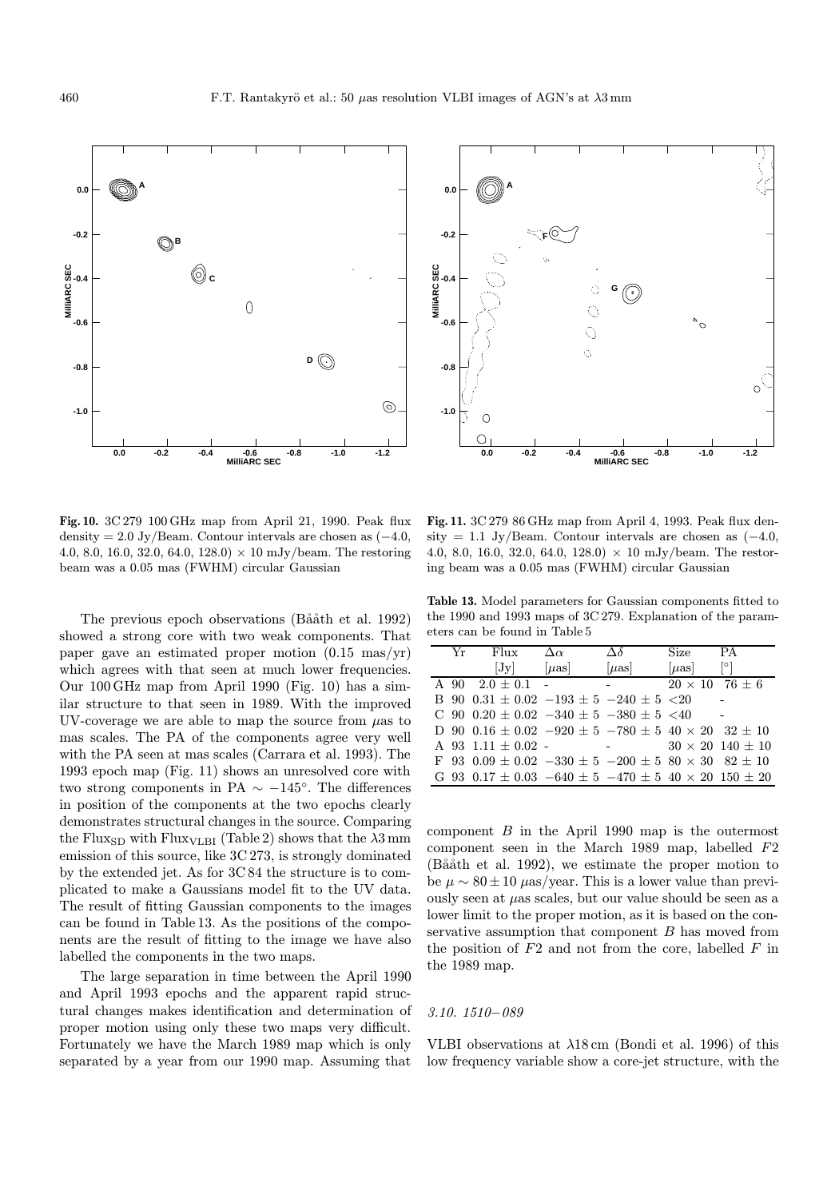**Fig. 10.** 3C 279 100 GHz map from April 21, 1990. Peak flux density = 2.0 Jy/Beam. Contour intervals are chosen as (−4.0, 4.0, 8.0, 16.0, 32.0, 64.0, 128.0) × 10 mJy/beam. The restoring beam was a 0.05 mas (FWHM) circular Gaussian

**Fig. 11.** 3C 279 86 GHz map from April 4, 1993. Peak flux density = 1.1 Jy/Beam. Contour intervals are chosen as (−4.0, 4.0, 8.0, 16.0, 32.0, 64.0, 128.0) × 10 mJy/beam. The restoring beam was a 0.05 mas (FWHM) circular Gaussian

The previous epoch observations (Bååth et al. 1992) showed a strong core with two weak components. That paper gave an estimated proper motion (0.15 mas/yr) which agrees with that seen at much lower frequencies. Our 100 GHz map from April 1990 (Fig. 10) has a similar structure to that seen in 1989. With the improved UV-coverage we are able to map the source from $\mu$as to mas scales. The PA of the components agree very well with the PA seen at mas scales (Carrara et al. 1993). The 1993 epoch map (Fig. 11) shows an unresolved core with two strong components in PA $\sim -145^{\circ}$. The differences in position of the components at the two epochs clearly demonstrates structural changes in the source. Comparing the $\mathrm{Flux_{SD}}$ with $\mathrm{Flux_{VLBI}}$ (Table 2) shows that the $\lambda$3 mm emission of this source, like 3C 273, is strongly dominated by the extended jet. As for 3C 84 the structure is to complicated to make a Gaussians model fit to the UV data. The result of fitting Gaussian components to the images can be found in Table 13. As the positions of the components are the result of fitting to the image we have also labelled the components in the two maps.

The large separation in time between the April 1990 and April 1993 epochs and the apparent rapid structural changes makes identification and determination of proper motion using only these two maps very difficult. Fortunately we have the March 1989 map which is only separated by a year from our 1990 map. Assuming that component $B$ in the April 1990 map is the outermost component seen in the March 1989 map, labelled $F2$ (Bååth et al. 1992), we estimate the proper motion to be $\mu \sim 80 \pm 10$ $\mu$as/year. This is a lower value than previously seen at $\mu$as scales, but our value should be seen as a lower limit to the proper motion, as it is based on the conservative assumption that component $B$ has moved from the position of $F2$ and not from the core, labelled $F$ in the 1989 map.

**Table 13.** Model parameters for Gaussian components fitted to the 1990 and 1993 maps of 3C 279. Explanation of the parameters can be found in Table 5

| | Yr | Flux [Jy] | $\Delta\alpha$ [$\mu$as] | $\Delta\delta$ [$\mu$as] | Size [$\mu$as] | PA [°] |
|---|---|---|---|---|---|---|
| A | 90 | $2.0 \pm 0.1$ | - | - | $20 \times 10$ | $76 \pm 6$ |
| B | 90 | $0.31 \pm 0.02$ | $-193 \pm 5$ | $-240 \pm 5$ | $<20$ | - |
| C | 90 | $0.20 \pm 0.02$ | $-340 \pm 5$ | $-380 \pm 5$ | $<40$ | - |
| D | 90 | $0.16 \pm 0.02$ | $-920 \pm 5$ | $-780 \pm 5$ | $40 \times 20$ | $32 \pm 10$ |
| A | 93 | $1.11 \pm 0.02$ | - | - | $30 \times 20$ | $140 \pm 10$ |
| F | 93 | $0.09 \pm 0.02$ | $-330 \pm 5$ | $-200 \pm 5$ | $80 \times 30$ | $82 \pm 10$ |
| G | 93 | $0.17 \pm 0.03$ | $-640 \pm 5$ | $-470 \pm 5$ | $40 \times 20$ | $150 \pm 20$ |

### 3.10. 1510−089

VLBI observations at $\lambda$18 cm (Bondi et al. 1996) of this low frequency variable show a core-jet structure, with the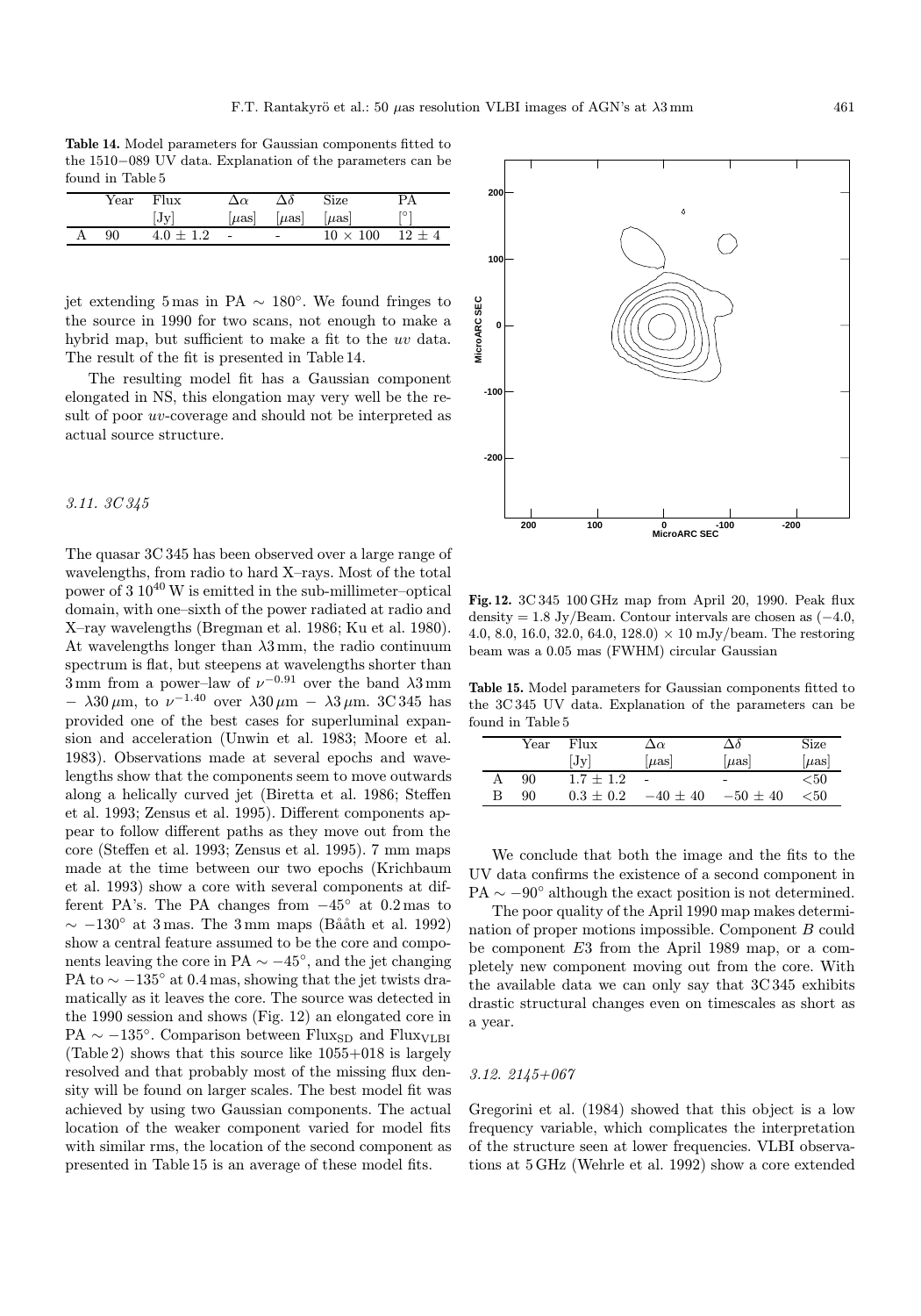**Table 14.** Model parameters for Gaussian components fitted to the 1510−089 UV data. Explanation of the parameters can be found in Table 5

| | Year | Flux [Jy] | $\Delta\alpha$ [$\mu$as] | $\Delta\delta$ [$\mu$as] | Size [$\mu$as] | PA [°] |
|---|---|---|---|---|---|---|
| A | 90 | $4.0 \pm 1.2$ | - | - | $10 \times 100$ | $12 \pm 4$ |

jet extending 5 mas in PA $\sim 180°$. We found fringes to the source in 1990 for two scans, not enough to make a hybrid map, but sufficient to make a fit to the *uv* data. The result of the fit is presented in Table 14.

The resulting model fit has a Gaussian component elongated in NS, this elongation may very well be the result of poor *uv*-coverage and should not be interpreted as actual source structure.

### 3.11. 3C 345

The quasar 3C 345 has been observed over a large range of wavelengths, from radio to hard X–rays. Most of the total power of $3\ 10^{40}$ W is emitted in the sub-millimeter–optical domain, with one–sixth of the power radiated at radio and X–ray wavelengths (Bregman et al. 1986; Ku et al. 1980). At wavelengths longer than $\lambda 3$ mm, the radio continuum spectrum is flat, but steepens at wavelengths shorter than 3 mm from a power–law of $\nu^{-0.91}$ over the band $\lambda 3$ mm $- \lambda 30\,\mu$m, to $\nu^{-1.40}$ over $\lambda 30\,\mu$m $- \lambda 3\,\mu$m. 3C 345 has provided one of the best cases for superluminal expansion and acceleration (Unwin et al. 1983; Moore et al. 1983). Observations made at several epochs and wavelengths show that the components seem to move outwards along a helically curved jet (Biretta et al. 1986; Steffen et al. 1993; Zensus et al. 1995). Different components appear to follow different paths as they move out from the core (Steffen et al. 1993; Zensus et al. 1995). 7 mm maps made at the time between our two epochs (Krichbaum et al. 1993) show a core with several components at different PA's. The PA changes from $-45°$ at 0.2 mas to $\sim -130°$ at 3 mas. The 3 mm maps (Bååth et al. 1992) show a central feature assumed to be the core and components leaving the core in PA $\sim -45°$, and the jet changing PA to $\sim -135°$ at 0.4 mas, showing that the jet twists dramatically as it leaves the core. The source was detected in the 1990 session and shows (Fig. 12) an elongated core in PA $\sim -135°$. Comparison between $\mathrm{Flux_{SD}}$ and $\mathrm{Flux_{VLBI}}$ (Table 2) shows that this source like 1055+018 is largely resolved and that probably most of the missing flux density will be found on larger scales. The best model fit was achieved by using two Gaussian components. The actual location of the weaker component varied for model fits with similar rms, the location of the second component as presented in Table 15 is an average of these model fits.

**Fig. 12.** 3C 345 100 GHz map from April 20, 1990. Peak flux density = 1.8 Jy/Beam. Contour intervals are chosen as (−4.0, 4.0, 8.0, 16.0, 32.0, 64.0, 128.0) × 10 mJy/beam. The restoring beam was a 0.05 mas (FWHM) circular Gaussian

**Table 15.** Model parameters for Gaussian components fitted to the 3C 345 UV data. Explanation of the parameters can be found in Table 5

| | Year | Flux [Jy] | $\Delta\alpha$ [$\mu$as] | $\Delta\delta$ [$\mu$as] | Size [$\mu$as] |
|---|---|---|---|---|---|
| A | 90 | $1.7 \pm 1.2$ | - | - | $<50$ |
| B | 90 | $0.3 \pm 0.2$ | $-40 \pm 40$ | $-50 \pm 40$ | $<50$ |

We conclude that both the image and the fits to the UV data confirms the existence of a second component in PA $\sim -90°$ although the exact position is not determined.

The poor quality of the April 1990 map makes determination of proper motions impossible. Component *B* could be component *E*3 from the April 1989 map, or a completely new component moving out from the core. With the available data we can only say that 3C 345 exhibits drastic structural changes even on timescales as short as a year.

### 3.12. 2145+067

Gregorini et al. (1984) showed that this object is a low frequency variable, which complicates the interpretation of the structure seen at lower frequencies. VLBI observations at 5 GHz (Wehrle et al. 1992) show a core extended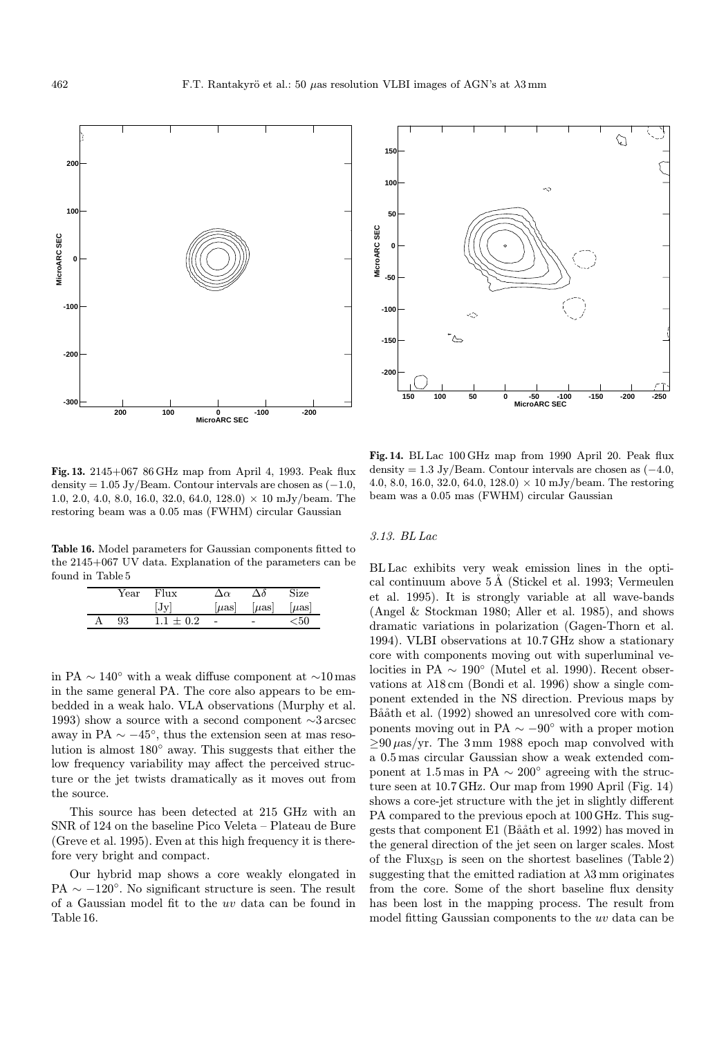**Fig. 13.** 2145+067 86 GHz map from April 4, 1993. Peak flux density = 1.05 Jy/Beam. Contour intervals are chosen as (−1.0, 1.0, 2.0, 4.0, 8.0, 16.0, 32.0, 64.0, 128.0) × 10 mJy/beam. The restoring beam was a 0.05 mas (FWHM) circular Gaussian

**Table 16.** Model parameters for Gaussian components fitted to the 2145+067 UV data. Explanation of the parameters can be found in Table 5

| | Year | Flux [Jy] | $\Delta\alpha$ [$\mu$as] | $\Delta\delta$ [$\mu$as] | Size [$\mu$as] |
|---|---|---|---|---|---|
| A | 93 | $1.1 \pm 0.2$ | - | - | <50 |

in PA ∼ 140° with a weak diffuse component at ∼10 mas in the same general PA. The core also appears to be embedded in a weak halo. VLA observations (Murphy et al. 1993) show a source with a second component ∼3 arcsec away in PA ∼ −45°, thus the extension seen at mas resolution is almost 180° away. This suggests that either the low frequency variability may affect the perceived structure or the jet twists dramatically as it moves out from the source.

This source has been detected at 215 GHz with an SNR of 124 on the baseline Pico Veleta – Plateau de Bure (Greve et al. 1995). Even at this high frequency it is therefore very bright and compact.

Our hybrid map shows a core weakly elongated in PA ∼ −120°. No significant structure is seen. The result of a Gaussian model fit to the *uv* data can be found in Table 16.

**Fig. 14.** BL Lac 100 GHz map from 1990 April 20. Peak flux density = 1.3 Jy/Beam. Contour intervals are chosen as (−4.0, 4.0, 8.0, 16.0, 32.0, 64.0, 128.0) × 10 mJy/beam. The restoring beam was a 0.05 mas (FWHM) circular Gaussian

### 3.13. BL Lac

BL Lac exhibits very weak emission lines in the optical continuum above 5 Å (Stickel et al. 1993; Vermeulen et al. 1995). It is strongly variable at all wave-bands (Angel & Stockman 1980; Aller et al. 1985), and shows dramatic variations in polarization (Gagen-Thorn et al. 1994). VLBI observations at 10.7 GHz show a stationary core with components moving out with superluminal velocities in PA ∼ 190° (Mutel et al. 1990). Recent observations at λ18 cm (Bondi et al. 1996) show a single component extended in the NS direction. Previous maps by Bååth et al. (1992) showed an unresolved core with components moving out in PA ∼ −90° with a proper motion ≥90 $\mu$as/yr. The 3 mm 1988 epoch map convolved with a 0.5 mas circular Gaussian show a weak extended component at 1.5 mas in PA ∼ 200° agreeing with the structure seen at 10.7 GHz. Our map from 1990 April (Fig. 14) shows a core-jet structure with the jet in slightly different PA compared to the previous epoch at 100 GHz. This suggests that component E1 (Bååth et al. 1992) has moved in the general direction of the jet seen on larger scales. Most of the $\mathrm{Flux_{SD}}$ is seen on the shortest baselines (Table 2) suggesting that the emitted radiation at λ3 mm originates from the core. Some of the short baseline flux density has been lost in the mapping process. The result from model fitting Gaussian components to the *uv* data can be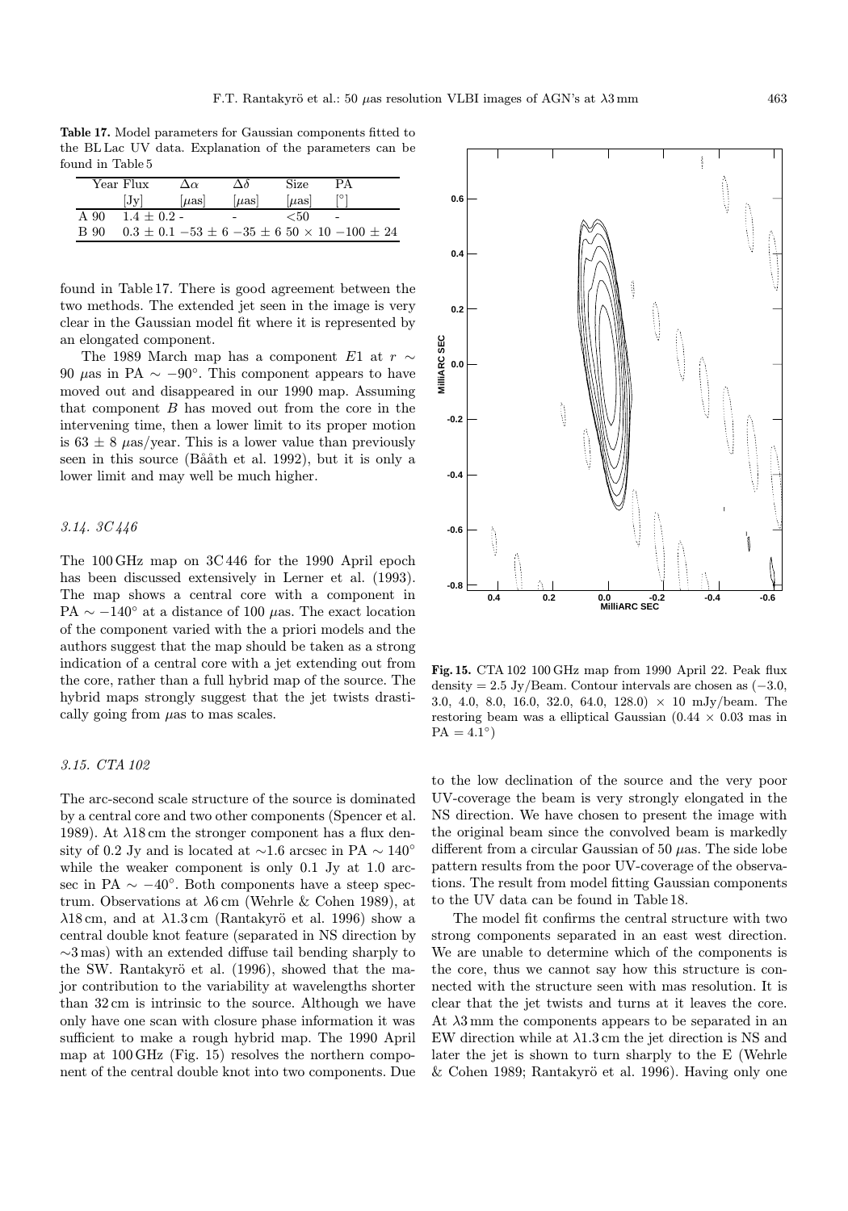**Table 17.** Model parameters for Gaussian components fitted to the BL Lac UV data. Explanation of the parameters can be found in Table 5

| Year | Flux | $\Delta\alpha$ | $\Delta\delta$ | Size | PA |
|---|---|---|---|---|---|
| | [Jy] | [$\mu$as] | [$\mu$as] | [$\mu$as] | [°] |
| A 90 | $1.4 \pm 0.2$ | - | - | <50 | - |
| B 90 | $0.3 \pm 0.1$ | $-53 \pm 6$ | $-35 \pm 6$ | $50 \times 10$ | $-100 \pm 24$ |

found in Table 17. There is good agreement between the two methods. The extended jet seen in the image is very clear in the Gaussian model fit where it is represented by an elongated component.

The 1989 March map has a component $E1$ at $r \sim 90$ $\mu$as in PA $\sim -90°$. This component appears to have moved out and disappeared in our 1990 map. Assuming that component $B$ has moved out from the core in the intervening time, then a lower limit to its proper motion is $63 \pm 8$ $\mu$as/year. This is a lower value than previously seen in this source (Bååth et al. 1992), but it is only a lower limit and may well be much higher.

### *3.14. 3C 446*

The 100 GHz map on 3C 446 for the 1990 April epoch has been discussed extensively in Lerner et al. (1993). The map shows a central core with a component in PA $\sim -140°$ at a distance of 100 $\mu$as. The exact location of the component varied with the a priori models and the authors suggest that the map should be taken as a strong indication of a central core with a jet extending out from the core, rather than a full hybrid map of the source. The hybrid maps strongly suggest that the jet twists drastically going from $\mu$as to mas scales.

### *3.15. CTA 102*

The arc-second scale structure of the source is dominated by a central core and two other components (Spencer et al. 1989). At $\lambda$18 cm the stronger component has a flux density of 0.2 Jy and is located at ∼1.6 arcsec in PA $\sim 140°$ while the weaker component is only 0.1 Jy at 1.0 arcsec in PA $\sim -40°$. Both components have a steep spectrum. Observations at $\lambda$6 cm (Wehrle & Cohen 1989), at $\lambda$18 cm, and at $\lambda$1.3 cm (Rantakyrö et al. 1996) show a central double knot feature (separated in NS direction by ∼3 mas) with an extended diffuse tail bending sharply to the SW. Rantakyrö et al. (1996), showed that the major contribution to the variability at wavelengths shorter than 32 cm is intrinsic to the source. Although we have only have one scan with closure phase information it was sufficient to make a rough hybrid map. The 1990 April map at 100 GHz (Fig. 15) resolves the northern component of the central double knot into two components. Due to the low declination of the source and the very poor UV-coverage the beam is very strongly elongated in the NS direction. We have chosen to present the image with the original beam since the convolved beam is markedly different from a circular Gaussian of 50 $\mu$as. The side lobe pattern results from the poor UV-coverage of the observations. The result from model fitting Gaussian components to the UV data can be found in Table 18.

**Fig. 15.** CTA 102 100 GHz map from 1990 April 22. Peak flux density = 2.5 Jy/Beam. Contour intervals are chosen as (−3.0, 3.0, 4.0, 8.0, 16.0, 32.0, 64.0, 128.0) × 10 mJy/beam. The restoring beam was a elliptical Gaussian (0.44 × 0.03 mas in PA = 4.1°)

The model fit confirms the central structure with two strong components separated in an east west direction. We are unable to determine which of the components is the core, thus we cannot say how this structure is connected with the structure seen with mas resolution. It is clear that the jet twists and turns at it leaves the core. At $\lambda$3 mm the components appears to be separated in an EW direction while at $\lambda$1.3 cm the jet direction is NS and later the jet is shown to turn sharply to the E (Wehrle & Cohen 1989; Rantakyrö et al. 1996). Having only one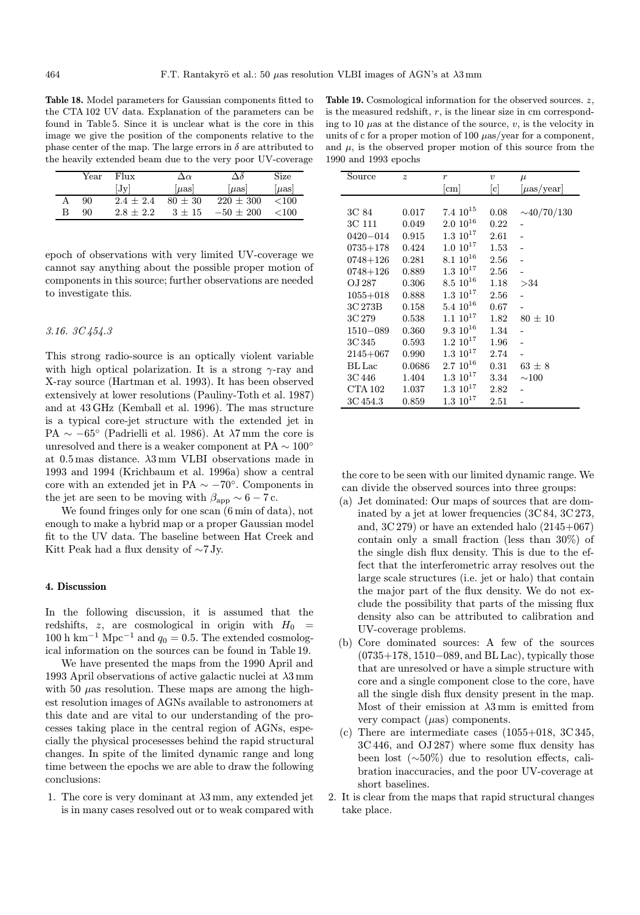**Table 18.** Model parameters for Gaussian components fitted to the CTA 102 UV data. Explanation of the parameters can be found in Table 5. Since it is unclear what is the core in this image we give the position of the components relative to the phase center of the map. The large errors in $\delta$ are attributed to the heavily extended beam due to the very poor UV-coverage

| | Year | Flux [Jy] | $\Delta\alpha$ [$\mu$as] | $\Delta\delta$ [$\mu$as] | Size [$\mu$as] |
|---|---|---|---|---|---|
| A | 90 | $2.4 \pm 2.4$ | $80 \pm 30$ | $220 \pm 300$ | $<100$ |
| B | 90 | $2.8 \pm 2.2$ | $3 \pm 15$ | $-50 \pm 200$ | $<100$ |

epoch of observations with very limited UV-coverage we cannot say anything about the possible proper motion of components in this source; further observations are needed to investigate this.

### 3.16. 3C 454.3

This strong radio-source is an optically violent variable with high optical polarization. It is a strong $\gamma$-ray and X-ray source (Hartman et al. 1993). It has been observed extensively at lower resolutions (Pauliny-Toth et al. 1987) and at 43 GHz (Kemball et al. 1996). The mas structure is a typical core-jet structure with the extended jet in PA $\sim -65°$ (Padrielli et al. 1986). At $\lambda$7 mm the core is unresolved and there is a weaker component at PA $\sim 100°$ at 0.5 mas distance. $\lambda$3 mm VLBI observations made in 1993 and 1994 (Krichbaum et al. 1996a) show a central core with an extended jet in PA $\sim -70°$. Components in the jet are seen to be moving with $\beta_{\rm app} \sim 6-7$ c.

We found fringes only for one scan (6 min of data), not enough to make a hybrid map or a proper Gaussian model fit to the UV data. The baseline between Hat Creek and Kitt Peak had a flux density of $\sim$7 Jy.

## 4. Discussion

In the following discussion, it is assumed that the redshifts, $z$, are cosmological in origin with $H_0 = 100$ h km$^{-1}$ Mpc$^{-1}$ and $q_0 = 0.5$. The extended cosmological information on the sources can be found in Table 19.

We have presented the maps from the 1990 April and 1993 April observations of active galactic nuclei at $\lambda$3 mm with 50 $\mu$as resolution. These maps are among the highest resolution images of AGNs available to astronomers at this date and are vital to our understanding of the processes taking place in the central region of AGNs, especially the physical procesesses behind the rapid structural changes. In spite of the limited dynamic range and long time between the epochs we are able to draw the following conclusions:

1. The core is very dominant at $\lambda$3 mm, any extended jet is in many cases resolved out or to weak compared with the core to be seen with our limited dynamic range. We can divide the observed sources into three groups:
   (a) Jet dominated: Our maps of sources that are dominated by a jet at lower frequencies (3C 84, 3C 273, and, 3C 279) or have an extended halo (2145+067) contain only a small fraction (less than 30%) of the single dish flux density. This is due to the effect that the interferometric array resolves out the large scale structures (i.e. jet or halo) that contain the major part of the flux density. We do not exclude the possibility that parts of the missing flux density also can be attributed to calibration and UV-coverage problems.
   (b) Core dominated sources: A few of the sources (0735+178, 1510−089, and BL Lac), typically those that are unresolved or have a simple structure with core and a single component close to the core, have all the single dish flux density present in the map. Most of their emission at $\lambda$3 mm is emitted from very compact ($\mu$as) components.
   (c) There are intermediate cases (1055+018, 3C 345, 3C 446, and OJ 287) where some flux density has been lost ($\sim$50%) due to resolution effects, calibration inaccuracies, and the poor UV-coverage at short baselines.
2. It is clear from the maps that rapid structural changes take place.

**Table 19.** Cosmological information for the observed sources. $z$, is the measured redshift, $r$, is the linear size in cm corresponding to 10 $\mu$as at the distance of the source, $v$, is the velocity in units of c for a proper motion of 100 $\mu$as/year for a component, and $\mu$, is the observed proper motion of this source from the 1990 and 1993 epochs

| Source | $z$ | $r$ [cm] | $v$ [c] | $\mu$ [$\mu$as/year] |
|---|---|---|---|---|
| 3C 84 | 0.017 | 7.4 $10^{15}$ | 0.08 | $\sim$40/70/130 |
| 3C 111 | 0.049 | 2.0 $10^{16}$ | 0.22 | - |
| 0420−014 | 0.915 | 1.3 $10^{17}$ | 2.61 | - |
| 0735+178 | 0.424 | 1.0 $10^{17}$ | 1.53 | - |
| 0748+126 | 0.281 | 8.1 $10^{16}$ | 2.56 | - |
| 0748+126 | 0.889 | 1.3 $10^{17}$ | 2.56 | - |
| OJ 287 | 0.306 | 8.5 $10^{16}$ | 1.18 | $>34$ |
| 1055+018 | 0.888 | 1.3 $10^{17}$ | 2.56 | - |
| 3C 273B | 0.158 | 5.4 $10^{16}$ | 0.67 | - |
| 3C 279 | 0.538 | 1.1 $10^{17}$ | 1.82 | $80 \pm 10$ |
| 1510−089 | 0.360 | 9.3 $10^{16}$ | 1.34 | - |
| 3C 345 | 0.593 | 1.2 $10^{17}$ | 1.96 | - |
| 2145+067 | 0.990 | 1.3 $10^{17}$ | 2.74 | - |
| BL Lac | 0.0686 | 2.7 $10^{16}$ | 0.31 | $63 \pm 8$ |
| 3C 446 | 1.404 | 1.3 $10^{17}$ | 3.34 | $\sim$100 |
| CTA 102 | 1.037 | 1.3 $10^{17}$ | 2.82 | - |
| 3C 454.3 | 0.859 | 1.3 $10^{17}$ | 2.51 | - |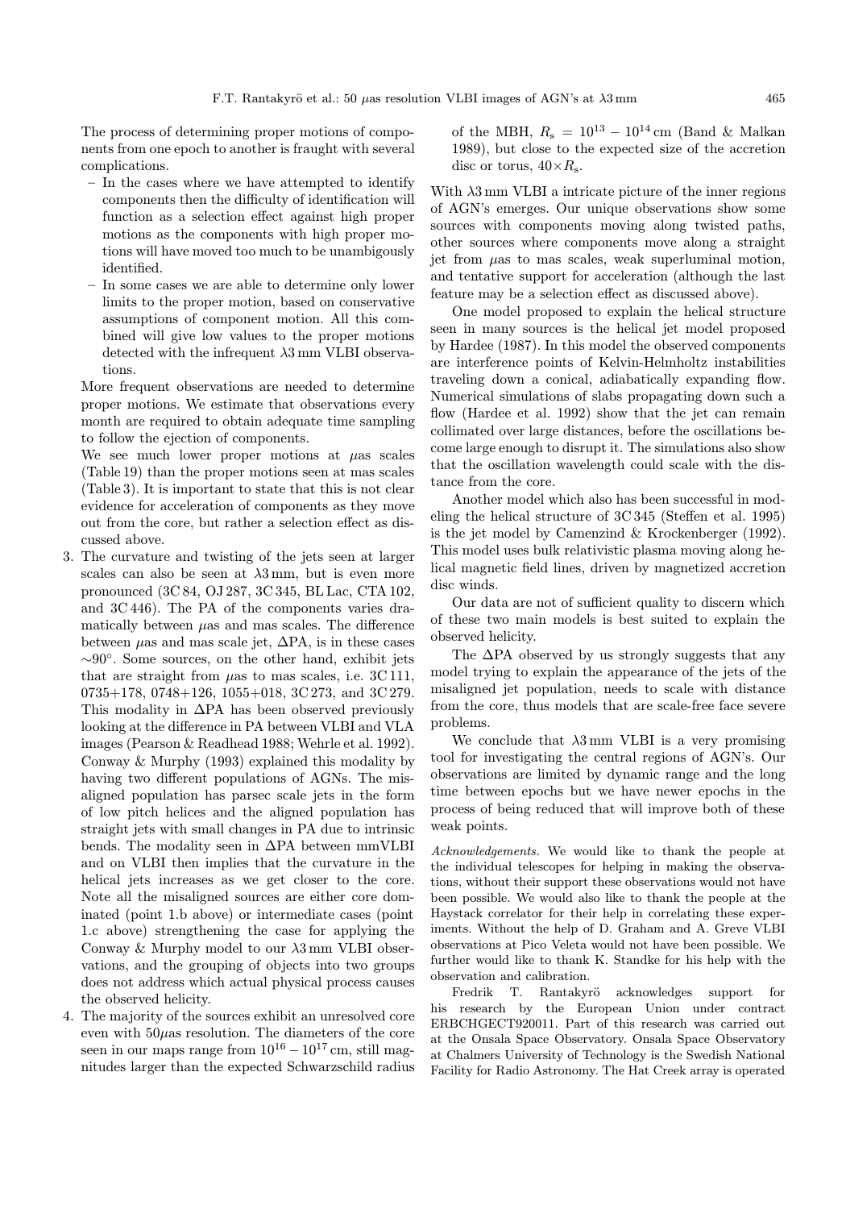The process of determining proper motions of components from one epoch to another is fraught with several complications.

- In the cases where we have attempted to identify components then the difficulty of identification will function as a selection effect against high proper motions as the components with high proper motions will have moved too much to be unambigously identified.
- In some cases we are able to determine only lower limits to the proper motion, based on conservative assumptions of component motion. All this combined will give low values to the proper motions detected with the infrequent $\lambda 3$ mm VLBI observations.

More frequent observations are needed to determine proper motions. We estimate that observations every month are required to obtain adequate time sampling to follow the ejection of components.

We see much lower proper motions at $\mu$as scales (Table 19) than the proper motions seen at mas scales (Table 3). It is important to state that this is not clear evidence for acceleration of components as they move out from the core, but rather a selection effect as discussed above.

3. The curvature and twisting of the jets seen at larger scales can also be seen at $\lambda 3$ mm, but is even more pronounced (3C 84, OJ 287, 3C 345, BL Lac, CTA 102, and 3C 446). The PA of the components varies dramatically between $\mu$as and mas scales. The difference between $\mu$as and mas scale jet, $\Delta$PA, is in these cases $\sim 90°$. Some sources, on the other hand, exhibit jets that are straight from $\mu$as to mas scales, i.e. 3C 111, 0735+178, 0748+126, 1055+018, 3C 273, and 3C 279. This modality in $\Delta$PA has been observed previously looking at the difference in PA between VLBI and VLA images (Pearson & Readhead 1988; Wehrle et al. 1992). Conway & Murphy (1993) explained this modality by having two different populations of AGNs. The misaligned population has parsec scale jets in the form of low pitch helices and the aligned population has straight jets with small changes in PA due to intrinsic bends. The modality seen in $\Delta$PA between mmVLBI and on VLBI then implies that the curvature in the helical jets increases as we get closer to the core. Note all the misaligned sources are either core dominated (point 1.b above) or intermediate cases (point 1.c above) strengthening the case for applying the Conway & Murphy model to our $\lambda 3$ mm VLBI observations, and the grouping of objects into two groups does not address which actual physical process causes the observed helicity.
4. The majority of the sources exhibit an unresolved core even with $50 \mu$as resolution. The diameters of the core seen in our maps range from $10^{16} - 10^{17}$ cm, still magnitudes larger than the expected Schwarzschild radius of the MBH, $R_{\rm s} = 10^{13} - 10^{14}$ cm (Band & Malkan 1989), but close to the expected size of the accretion disc or torus, $40 \times R_{\rm s}$.

With $\lambda 3$ mm VLBI a intricate picture of the inner regions of AGN's emerges. Our unique observations show some sources with components moving along twisted paths, other sources where components move along a straight jet from $\mu$as to mas scales, weak superluminal motion, and tentative support for acceleration (although the last feature may be a selection effect as discussed above).

One model proposed to explain the helical structure seen in many sources is the helical jet model proposed by Hardee (1987). In this model the observed components are interference points of Kelvin-Helmholtz instabilities traveling down a conical, adiabatically expanding flow. Numerical simulations of slabs propagating down such a flow (Hardee et al. 1992) show that the jet can remain collimated over large distances, before the oscillations become large enough to disrupt it. The simulations also show that the oscillation wavelength could scale with the distance from the core.

Another model which also has been successful in modeling the helical structure of 3C 345 (Steffen et al. 1995) is the jet model by Camenzind & Krockenberger (1992). This model uses bulk relativistic plasma moving along helical magnetic field lines, driven by magnetized accretion disc winds.

Our data are not of sufficient quality to discern which of these two main models is best suited to explain the observed helicity.

The $\Delta$PA observed by us strongly suggests that any model trying to explain the appearance of the jets of the misaligned jet population, needs to scale with distance from the core, thus models that are scale-free face severe problems.

We conclude that $\lambda 3$ mm VLBI is a very promising tool for investigating the central regions of AGN's. Our observations are limited by dynamic range and the long time between epochs but we have newer epochs in the process of being reduced that will improve both of these weak points.

*Acknowledgements.* We would like to thank the people at the individual telescopes for helping in making the observations, without their support these observations would not have been possible. We would also like to thank the people at the Haystack correlator for their help in correlating these experiments. Without the help of D. Graham and A. Greve VLBI observations at Pico Veleta would not have been possible. We further would like to thank K. Standke for his help with the observation and calibration.

Fredrik T. Rantakyrö acknowledges support for his research by the European Union under contract ERBCHGECT920011. Part of this research was carried out at the Onsala Space Observatory. Onsala Space Observatory at Chalmers University of Technology is the Swedish National Facility for Radio Astronomy. The Hat Creek array is operated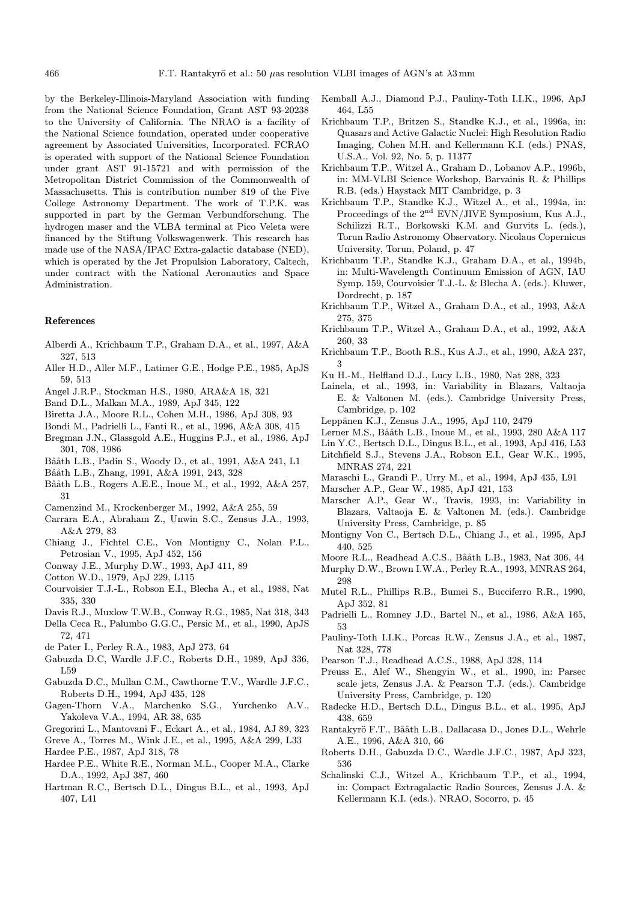by the Berkeley-Illinois-Maryland Association with funding from the National Science Foundation, Grant AST 93-20238 to the University of California. The NRAO is a facility of the National Science foundation, operated under cooperative agreement by Associated Universities, Incorporated. FCRAO is operated with support of the National Science Foundation under grant AST 91-15721 and with permission of the Metropolitan District Commission of the Commonwealth of Massachusetts. This is contribution number 819 of the Five College Astronomy Department. The work of T.P.K. was supported in part by the German Verbundforschung. The hydrogen maser and the VLBA terminal at Pico Veleta were financed by the Stiftung Volkswagenwerk. This research has made use of the NASA/IPAC Extra-galactic database (NED), which is operated by the Jet Propulsion Laboratory, Caltech, under contract with the National Aeronautics and Space Administration.

## References

- Alberdi A., Krichbaum T.P., Graham D.A., et al., 1997, A&A 327, 513
- Aller H.D., Aller M.F., Latimer G.E., Hodge P.E., 1985, ApJS 59, 513
- Angel J.R.P., Stockman H.S., 1980, ARA&A 18, 321
- Band D.L., Malkan M.A., 1989, ApJ 345, 122
- Biretta J.A., Moore R.L., Cohen M.H., 1986, ApJ 308, 93
- Bondi M., Padrielli L., Fanti R., et al., 1996, A&A 308, 415
- Bregman J.N., Glassgold A.E., Huggins P.J., et al., 1986, ApJ 301, 708, 1986
- Bååth L.B., Padin S., Woody D., et al., 1991, A&A 241, L1
- Bååth L.B., Zhang, 1991, A&A 1991, 243, 328
- Bååth L.B., Rogers A.E.E., Inoue M., et al., 1992, A&A 257, 31
- Camenzind M., Krockenberger M., 1992, A&A 255, 59
- Carrara E.A., Abraham Z., Unwin S.C., Zensus J.A., 1993, A&A 279, 83
- Chiang J., Fichtel C.E., Von Montigny C., Nolan P.L., Petrosian V., 1995, ApJ 452, 156
- Conway J.E., Murphy D.W., 1993, ApJ 411, 89
- Cotton W.D., 1979, ApJ 229, L115
- Courvoisier T.J.-L., Robson E.I., Blecha A., et al., 1988, Nat 335, 330
- Davis R.J., Muxlow T.W.B., Conway R.G., 1985, Nat 318, 343
- Della Ceca R., Palumbo G.G.C., Persic M., et al., 1990, ApJS 72, 471
- de Pater I., Perley R.A., 1983, ApJ 273, 64
- Gabuzda D.C, Wardle J.F.C., Roberts D.H., 1989, ApJ 336, L59
- Gabuzda D.C., Mullan C.M., Cawthorne T.V., Wardle J.F.C., Roberts D.H., 1994, ApJ 435, 128
- Gagen-Thorn V.A., Marchenko S.G., Yurchenko A.V., Yakoleva V.A., 1994, AR 38, 635
- Gregorini L., Mantovani F., Eckart A., et al., 1984, AJ 89, 323
- Greve A., Torres M., Wink J.E., et al., 1995, A&A 299, L33
- Hardee P.E., 1987, ApJ 318, 78
- Hardee P.E., White R.E., Norman M.L., Cooper M.A., Clarke D.A., 1992, ApJ 387, 460
- Hartman R.C., Bertsch D.L., Dingus B.L., et al., 1993, ApJ 407, L41
- Kemball A.J., Diamond P.J., Pauliny-Toth I.I.K., 1996, ApJ 464, L55
- Krichbaum T.P., Britzen S., Standke K.J., et al., 1996a, in: Quasars and Active Galactic Nuclei: High Resolution Radio Imaging, Cohen M.H. and Kellermann K.I. (eds.) PNAS, U.S.A., Vol. 92, No. 5, p. 11377
- Krichbaum T.P., Witzel A., Graham D., Lobanov A.P., 1996b, in: MM-VLBI Science Workshop, Barvainis R. & Phillips R.B. (eds.) Haystack MIT Cambridge, p. 3
- Krichbaum T.P., Standke K.J., Witzel A., et al., 1994a, in: Proceedings of the 2[nd] EVN/JIVE Symposium, Kus A.J., Schilizzi R.T., Borkowski K.M. and Gurvits L. (eds.), Torun Radio Astronomy Observatory. Nicolaus Copernicus University, Torun, Poland, p. 47
- Krichbaum T.P., Standke K.J., Graham D.A., et al., 1994b, in: Multi-Wavelength Continuum Emission of AGN, IAU Symp. 159, Courvoisier T.J.-L. & Blecha A. (eds.). Kluwer, Dordrecht, p. 187
- Krichbaum T.P., Witzel A., Graham D.A., et al., 1993, A&A 275, 375
- Krichbaum T.P., Witzel A., Graham D.A., et al., 1992, A&A 260, 33
- Krichbaum T.P., Booth R.S., Kus A.J., et al., 1990, A&A 237, 3
- Ku H.-M., Helfland D.J., Lucy L.B., 1980, Nat 288, 323
- Lainela, et al., 1993, in: Variability in Blazars, Valtaoja E. & Valtonen M. (eds.). Cambridge University Press, Cambridge, p. 102
- Leppänen K.J., Zensus J.A., 1995, ApJ 110, 2479
- Lerner M.S., Bååth L.B., Inoue M., et al., 1993, 280 A&A 117
- Lin Y.C., Bertsch D.L., Dingus B.L., et al., 1993, ApJ 416, L53
- Litchfield S.J., Stevens J.A., Robson E.I., Gear W.K., 1995, MNRAS 274, 221
- Maraschi L., Grandi P., Urry M., et al., 1994, ApJ 435, L91
- Marscher A.P., Gear W., 1985, ApJ 421, 153
- Marscher A.P., Gear W., Travis, 1993, in: Variability in Blazars, Valtaoja E. & Valtonen M. (eds.). Cambridge University Press, Cambridge, p. 85
- Montigny Von C., Bertsch D.L., Chiang J., et al., 1995, ApJ 440, 525
- Moore R.L., Readhead A.C.S., Bååth L.B., 1983, Nat 306, 44
- Murphy D.W., Brown I.W.A., Perley R.A., 1993, MNRAS 264, 298
- Mutel R.L., Phillips R.B., Bumei S., Bucciferro R.R., 1990, ApJ 352, 81
- Padrielli L., Romney J.D., Bartel N., et al., 1986, A&A 165, 53
- Pauliny-Toth I.I.K., Porcas R.W., Zensus J.A., et al., 1987, Nat 328, 778
- Pearson T.J., Readhead A.C.S., 1988, ApJ 328, 114
- Preuss E., Alef W., Shengyin W., et al., 1990, in: Parsec scale jets, Zensus J.A. & Pearson T.J. (eds.). Cambridge University Press, Cambridge, p. 120
- Radecke H.D., Bertsch D.L., Dingus B.L., et al., 1995, ApJ 438, 659
- Rantakyrö F.T., Bååth L.B., Dallacasa D., Jones D.L., Wehrle A.E., 1996, A&A 310, 66
- Roberts D.H., Gabuzda D.C., Wardle J.F.C., 1987, ApJ 323, 536
- Schalinski C.J., Witzel A., Krichbaum T.P., et al., 1994, in: Compact Extragalactic Radio Sources, Zensus J.A. & Kellermann K.I. (eds.). NRAO, Socorro, p. 45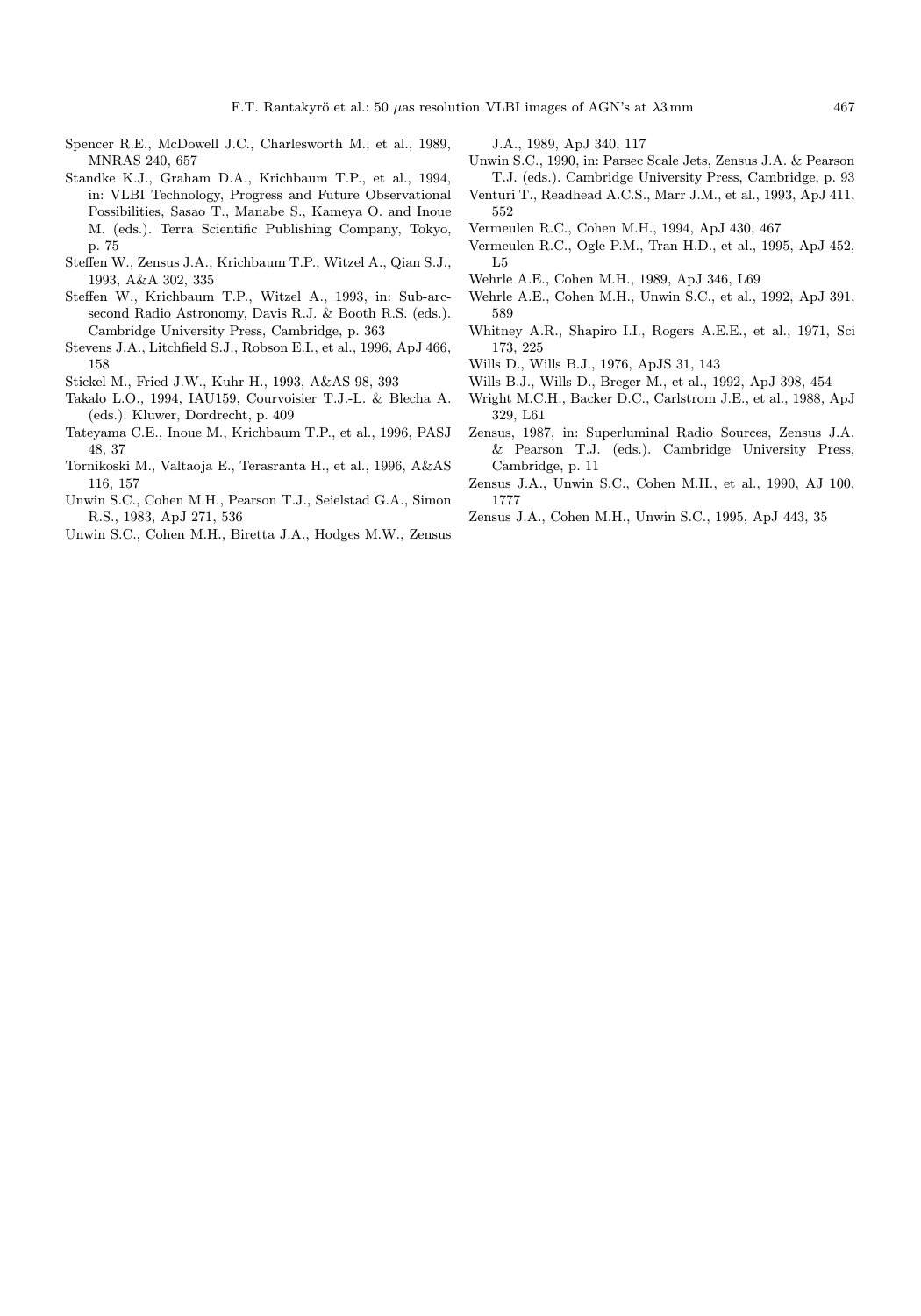Spencer R.E., McDowell J.C., Charlesworth M., et al., 1989, MNRAS 240, 657

Standke K.J., Graham D.A., Krichbaum T.P., et al., 1994, in: VLBI Technology, Progress and Future Observational Possibilities, Sasao T., Manabe S., Kameya O. and Inoue M. (eds.). Terra Scientific Publishing Company, Tokyo, p. 75

Steffen W., Zensus J.A., Krichbaum T.P., Witzel A., Qian S.J., 1993, A&A 302, 335

Steffen W., Krichbaum T.P., Witzel A., 1993, in: Sub-arcsecond Radio Astronomy, Davis R.J. & Booth R.S. (eds.). Cambridge University Press, Cambridge, p. 363

Stevens J.A., Litchfield S.J., Robson E.I., et al., 1996, ApJ 466, 158

Stickel M., Fried J.W., Kuhr H., 1993, A&AS 98, 393

Takalo L.O., 1994, IAU159, Courvoisier T.J.-L. & Blecha A. (eds.). Kluwer, Dordrecht, p. 409

Tateyama C.E., Inoue M., Krichbaum T.P., et al., 1996, PASJ 48, 37

Tornikoski M., Valtaoja E., Terasranta H., et al., 1996, A&AS 116, 157

Unwin S.C., Cohen M.H., Pearson T.J., Seielstad G.A., Simon R.S., 1983, ApJ 271, 536

Unwin S.C., Cohen M.H., Biretta J.A., Hodges M.W., Zensus J.A., 1989, ApJ 340, 117

Unwin S.C., 1990, in: Parsec Scale Jets, Zensus J.A. & Pearson T.J. (eds.). Cambridge University Press, Cambridge, p. 93

Venturi T., Readhead A.C.S., Marr J.M., et al., 1993, ApJ 411, 552

Vermeulen R.C., Cohen M.H., 1994, ApJ 430, 467

Vermeulen R.C., Ogle P.M., Tran H.D., et al., 1995, ApJ 452, L5

Wehrle A.E., Cohen M.H., 1989, ApJ 346, L69

Wehrle A.E., Cohen M.H., Unwin S.C., et al., 1992, ApJ 391, 589

Whitney A.R., Shapiro I.I., Rogers A.E.E., et al., 1971, Sci 173, 225

Wills D., Wills B.J., 1976, ApJS 31, 143

Wills B.J., Wills D., Breger M., et al., 1992, ApJ 398, 454

Wright M.C.H., Backer D.C., Carlstrom J.E., et al., 1988, ApJ 329, L61

Zensus, 1987, in: Superluminal Radio Sources, Zensus J.A. & Pearson T.J. (eds.). Cambridge University Press, Cambridge, p. 11

Zensus J.A., Unwin S.C., Cohen M.H., et al., 1990, AJ 100, 1777

Zensus J.A., Cohen M.H., Unwin S.C., 1995, ApJ 443, 35